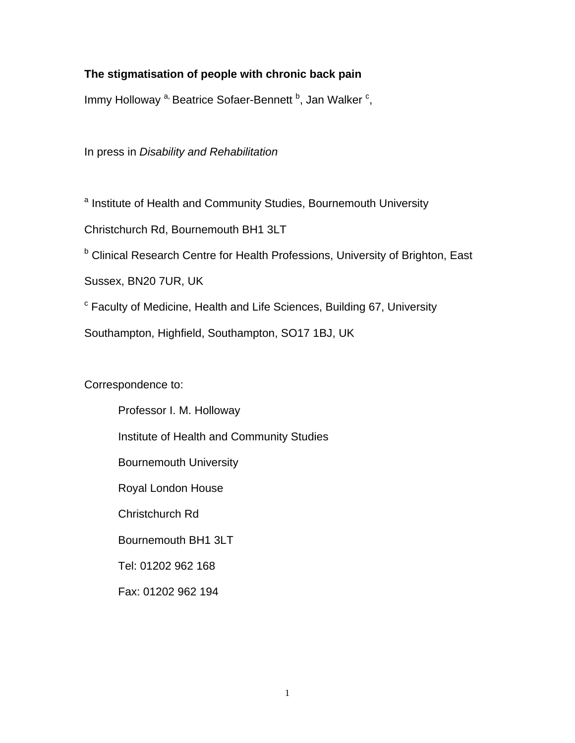**The stigmatisation of people with chronic back pain**

Immy Holloway [a,] Beatrice Sofaer-Bennett [b], Jan Walker [c],

In press in *Disability and Rehabilitation*

[a] Institute of Health and Community Studies, Bournemouth University

Christchurch Rd, Bournemouth BH1 3LT

[b] Clinical Research Centre for Health Professions, University of Brighton, East Sussex, BN20 7UR, UK

[c] Faculty of Medicine, Health and Life Sciences, Building 67, University Southampton, Highfield, Southampton, SO17 1BJ, UK

Correspondence to:

Professor I. M. Holloway

Institute of Health and Community Studies

Bournemouth University

Royal London House

Christchurch Rd

Bournemouth BH1 3LT

Tel: 01202 962 168

Fax: 01202 962 194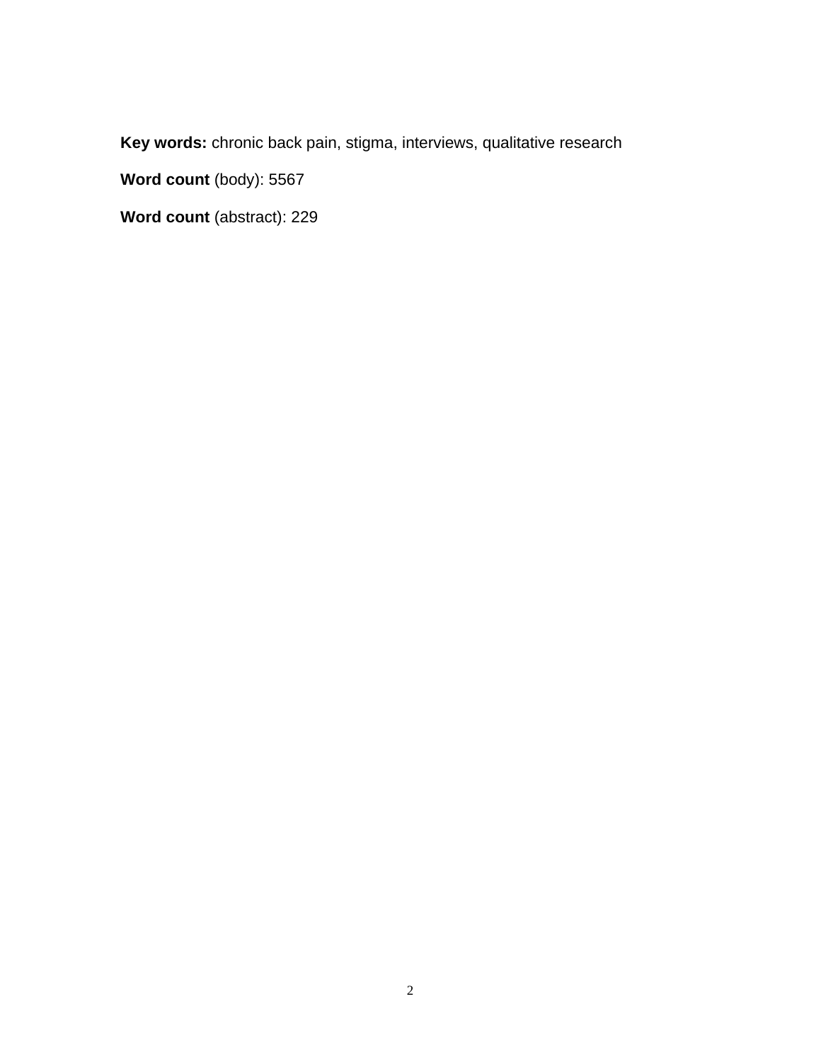**Key words:** chronic back pain, stigma, interviews, qualitative research

**Word count** (body): 5567

**Word count** (abstract): 229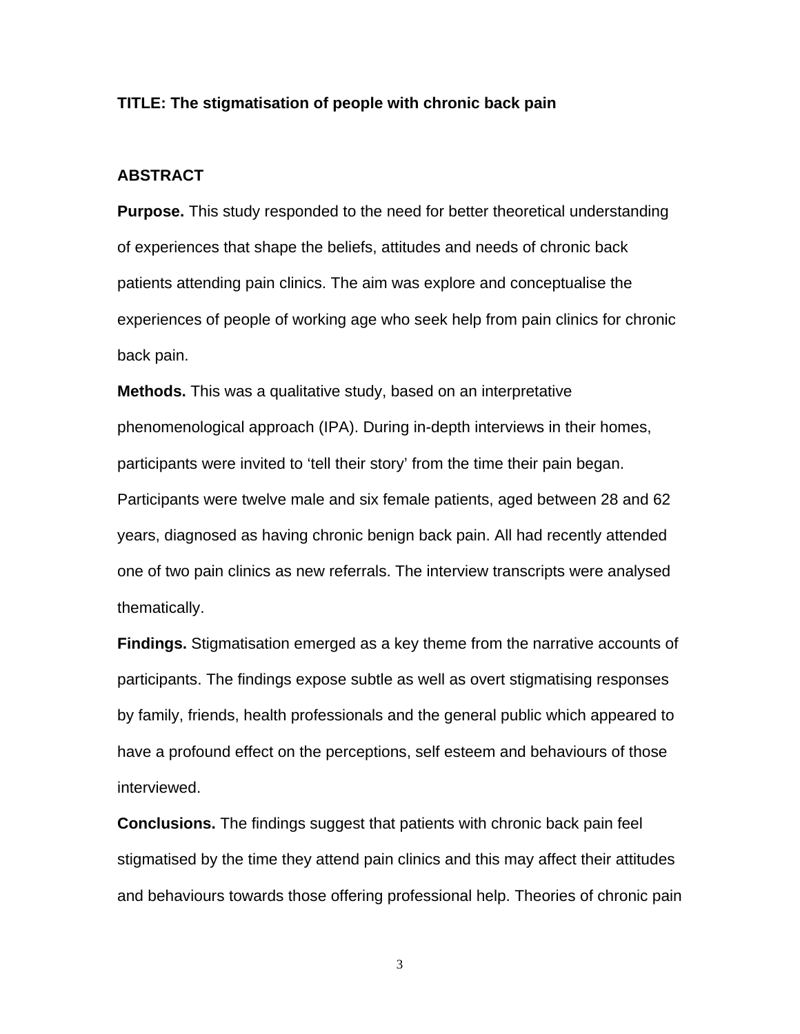**TITLE: The stigmatisation of people with chronic back pain**

**ABSTRACT**

**Purpose.** This study responded to the need for better theoretical understanding of experiences that shape the beliefs, attitudes and needs of chronic back patients attending pain clinics. The aim was explore and conceptualise the experiences of people of working age who seek help from pain clinics for chronic back pain.

**Methods.** This was a qualitative study, based on an interpretative phenomenological approach (IPA). During in-depth interviews in their homes, participants were invited to 'tell their story' from the time their pain began. Participants were twelve male and six female patients, aged between 28 and 62 years, diagnosed as having chronic benign back pain. All had recently attended one of two pain clinics as new referrals. The interview transcripts were analysed thematically.

**Findings.** Stigmatisation emerged as a key theme from the narrative accounts of participants. The findings expose subtle as well as overt stigmatising responses by family, friends, health professionals and the general public which appeared to have a profound effect on the perceptions, self esteem and behaviours of those interviewed.

**Conclusions.** The findings suggest that patients with chronic back pain feel stigmatised by the time they attend pain clinics and this may affect their attitudes and behaviours towards those offering professional help. Theories of chronic pain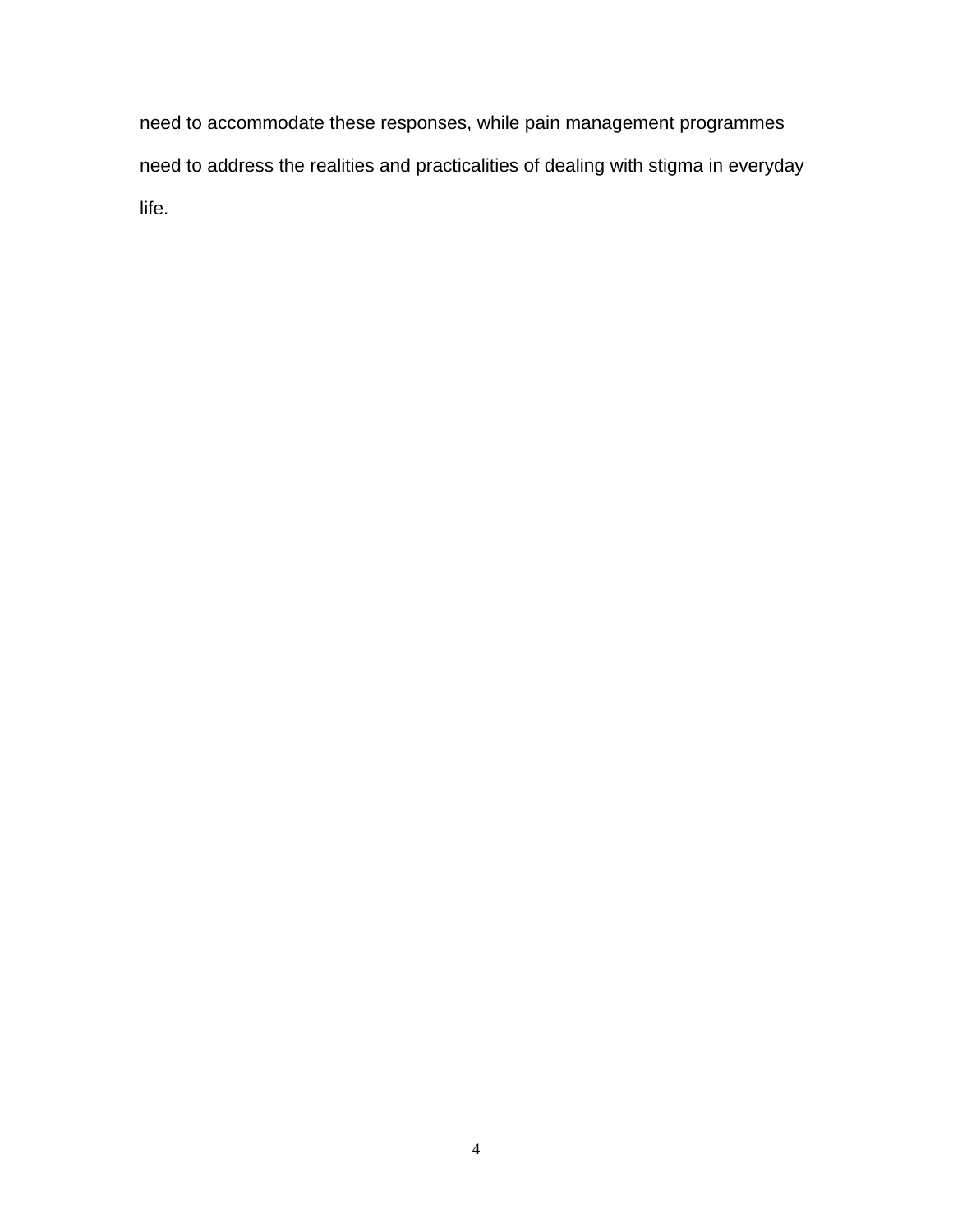need to accommodate these responses, while pain management programmes need to address the realities and practicalities of dealing with stigma in everyday life.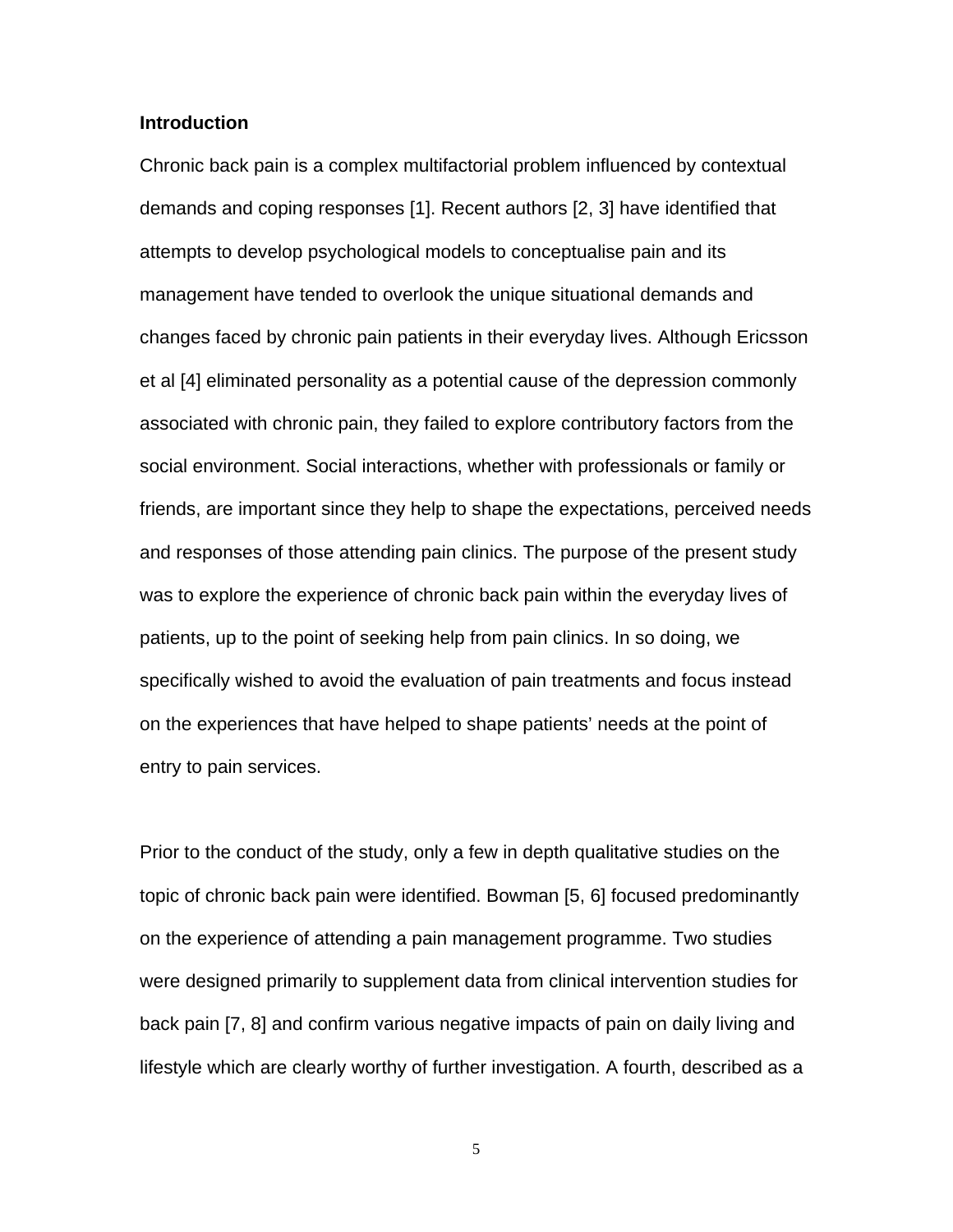**Introduction**

Chronic back pain is a complex multifactorial problem influenced by contextual demands and coping responses [1]. Recent authors [2, 3] have identified that attempts to develop psychological models to conceptualise pain and its management have tended to overlook the unique situational demands and changes faced by chronic pain patients in their everyday lives. Although Ericsson et al [4] eliminated personality as a potential cause of the depression commonly associated with chronic pain, they failed to explore contributory factors from the social environment. Social interactions, whether with professionals or family or friends, are important since they help to shape the expectations, perceived needs and responses of those attending pain clinics. The purpose of the present study was to explore the experience of chronic back pain within the everyday lives of patients, up to the point of seeking help from pain clinics. In so doing, we specifically wished to avoid the evaluation of pain treatments and focus instead on the experiences that have helped to shape patients' needs at the point of entry to pain services.

Prior to the conduct of the study, only a few in depth qualitative studies on the topic of chronic back pain were identified. Bowman [5, 6] focused predominantly on the experience of attending a pain management programme. Two studies were designed primarily to supplement data from clinical intervention studies for back pain [7, 8] and confirm various negative impacts of pain on daily living and lifestyle which are clearly worthy of further investigation. A fourth, described as a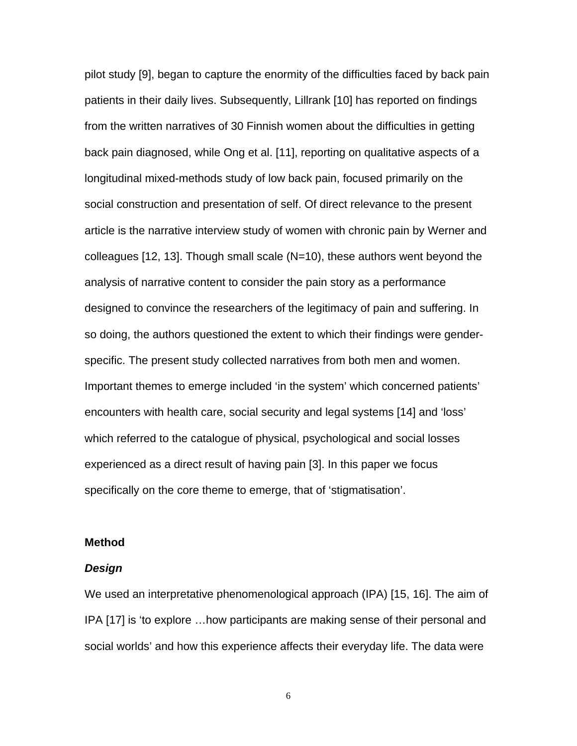pilot study [9], began to capture the enormity of the difficulties faced by back pain patients in their daily lives. Subsequently, Lillrank [10] has reported on findings from the written narratives of 30 Finnish women about the difficulties in getting back pain diagnosed, while Ong et al. [11], reporting on qualitative aspects of a longitudinal mixed-methods study of low back pain, focused primarily on the social construction and presentation of self. Of direct relevance to the present article is the narrative interview study of women with chronic pain by Werner and colleagues [12, 13]. Though small scale (N=10), these authors went beyond the analysis of narrative content to consider the pain story as a performance designed to convince the researchers of the legitimacy of pain and suffering. In so doing, the authors questioned the extent to which their findings were gender-specific. The present study collected narratives from both men and women. Important themes to emerge included 'in the system' which concerned patients' encounters with health care, social security and legal systems [14] and 'loss' which referred to the catalogue of physical, psychological and social losses experienced as a direct result of having pain [3]. In this paper we focus specifically on the core theme to emerge, that of 'stigmatisation'.

## Method

### *Design*

We used an interpretative phenomenological approach (IPA) [15, 16]. The aim of IPA [17] is 'to explore …how participants are making sense of their personal and social worlds' and how this experience affects their everyday life. The data were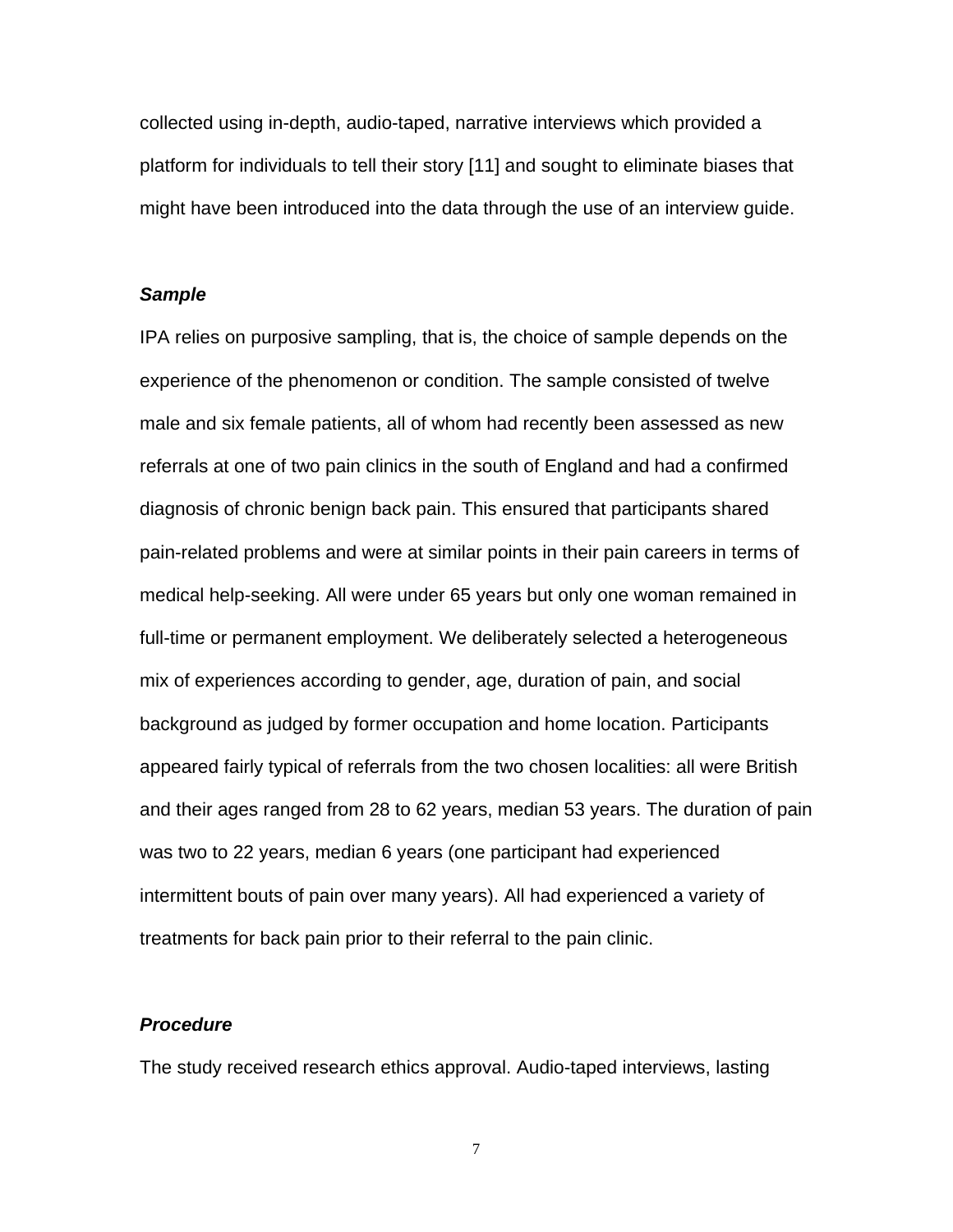collected using in-depth, audio-taped, narrative interviews which provided a platform for individuals to tell their story [11] and sought to eliminate biases that might have been introduced into the data through the use of an interview guide.

### *Sample*

IPA relies on purposive sampling, that is, the choice of sample depends on the experience of the phenomenon or condition. The sample consisted of twelve male and six female patients, all of whom had recently been assessed as new referrals at one of two pain clinics in the south of England and had a confirmed diagnosis of chronic benign back pain. This ensured that participants shared pain-related problems and were at similar points in their pain careers in terms of medical help-seeking. All were under 65 years but only one woman remained in full-time or permanent employment. We deliberately selected a heterogeneous mix of experiences according to gender, age, duration of pain, and social background as judged by former occupation and home location. Participants appeared fairly typical of referrals from the two chosen localities: all were British and their ages ranged from 28 to 62 years, median 53 years. The duration of pain was two to 22 years, median 6 years (one participant had experienced intermittent bouts of pain over many years). All had experienced a variety of treatments for back pain prior to their referral to the pain clinic.

### *Procedure*

The study received research ethics approval. Audio-taped interviews, lasting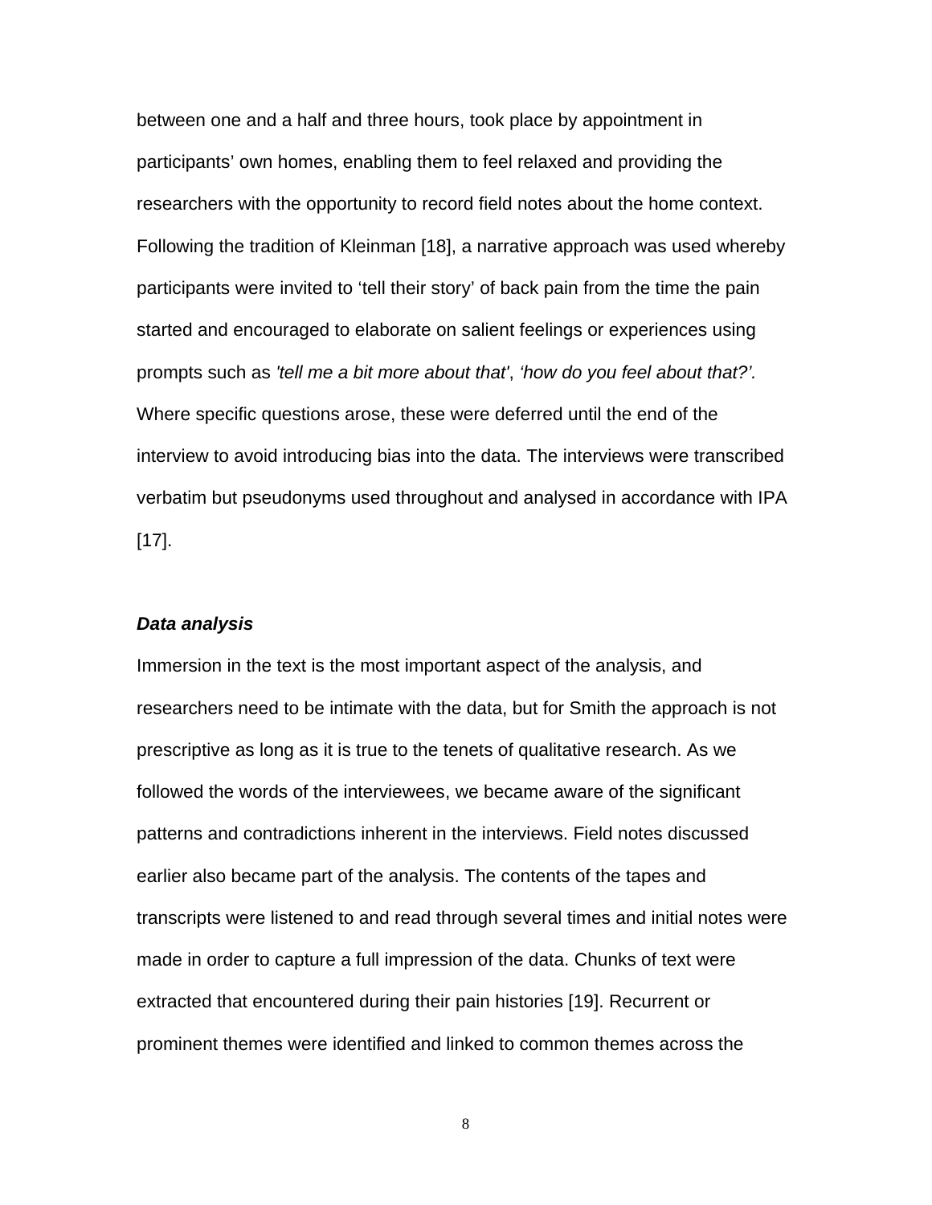between one and a half and three hours, took place by appointment in participants' own homes, enabling them to feel relaxed and providing the researchers with the opportunity to record field notes about the home context. Following the tradition of Kleinman [18], a narrative approach was used whereby participants were invited to 'tell their story' of back pain from the time the pain started and encouraged to elaborate on salient feelings or experiences using prompts such as *'tell me a bit more about that'*, *'how do you feel about that?'.* Where specific questions arose, these were deferred until the end of the interview to avoid introducing bias into the data. The interviews were transcribed verbatim but pseudonyms used throughout and analysed in accordance with IPA [17].

### *Data analysis*

Immersion in the text is the most important aspect of the analysis, and researchers need to be intimate with the data, but for Smith the approach is not prescriptive as long as it is true to the tenets of qualitative research. As we followed the words of the interviewees, we became aware of the significant patterns and contradictions inherent in the interviews. Field notes discussed earlier also became part of the analysis. The contents of the tapes and transcripts were listened to and read through several times and initial notes were made in order to capture a full impression of the data. Chunks of text were extracted that encountered during their pain histories [19]. Recurrent or prominent themes were identified and linked to common themes across the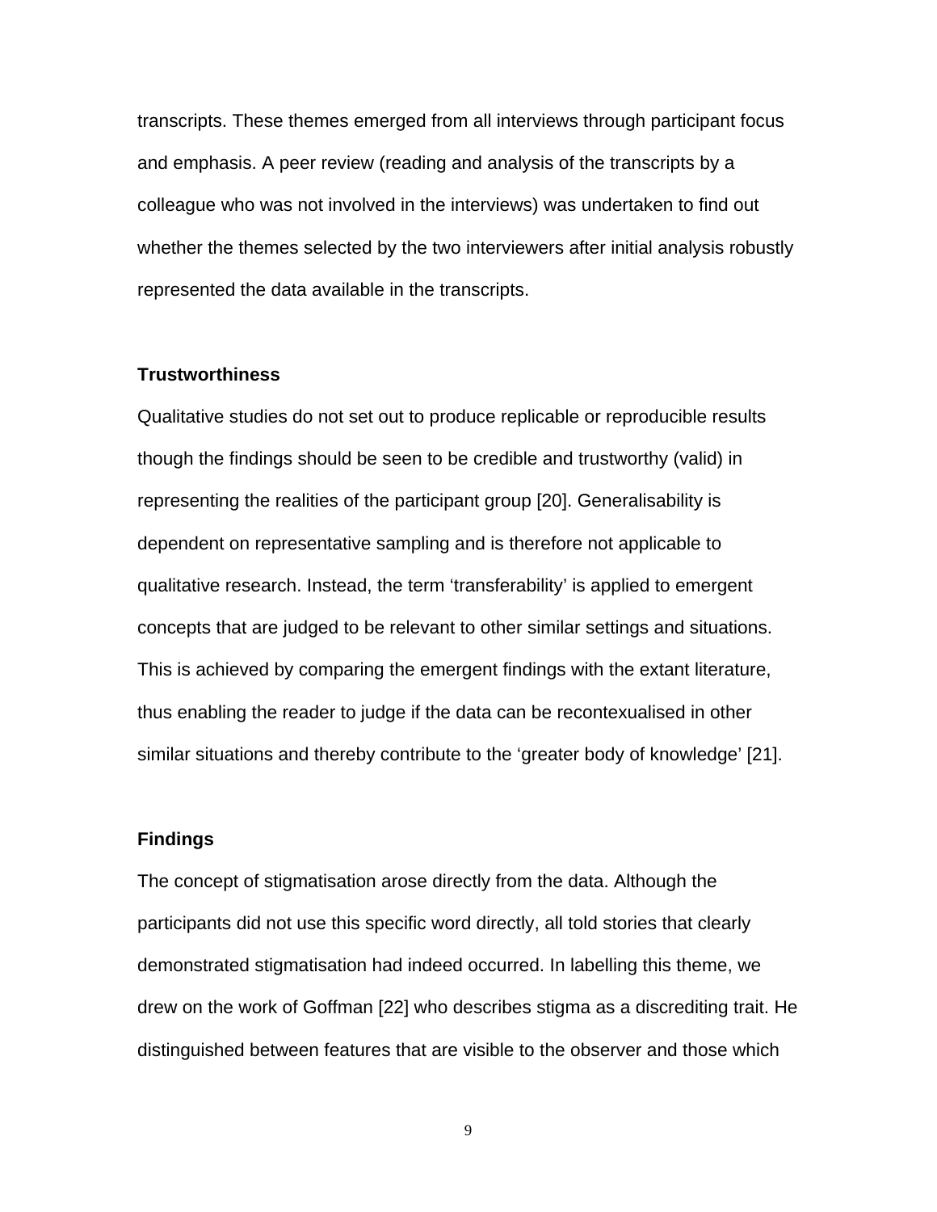transcripts. These themes emerged from all interviews through participant focus and emphasis. A peer review (reading and analysis of the transcripts by a colleague who was not involved in the interviews) was undertaken to find out whether the themes selected by the two interviewers after initial analysis robustly represented the data available in the transcripts.

**Trustworthiness**

Qualitative studies do not set out to produce replicable or reproducible results though the findings should be seen to be credible and trustworthy (valid) in representing the realities of the participant group [20]. Generalisability is dependent on representative sampling and is therefore not applicable to qualitative research. Instead, the term 'transferability' is applied to emergent concepts that are judged to be relevant to other similar settings and situations. This is achieved by comparing the emergent findings with the extant literature, thus enabling the reader to judge if the data can be recontexualised in other similar situations and thereby contribute to the 'greater body of knowledge' [21].

**Findings**

The concept of stigmatisation arose directly from the data. Although the participants did not use this specific word directly, all told stories that clearly demonstrated stigmatisation had indeed occurred. In labelling this theme, we drew on the work of Goffman [22] who describes stigma as a discrediting trait. He distinguished between features that are visible to the observer and those which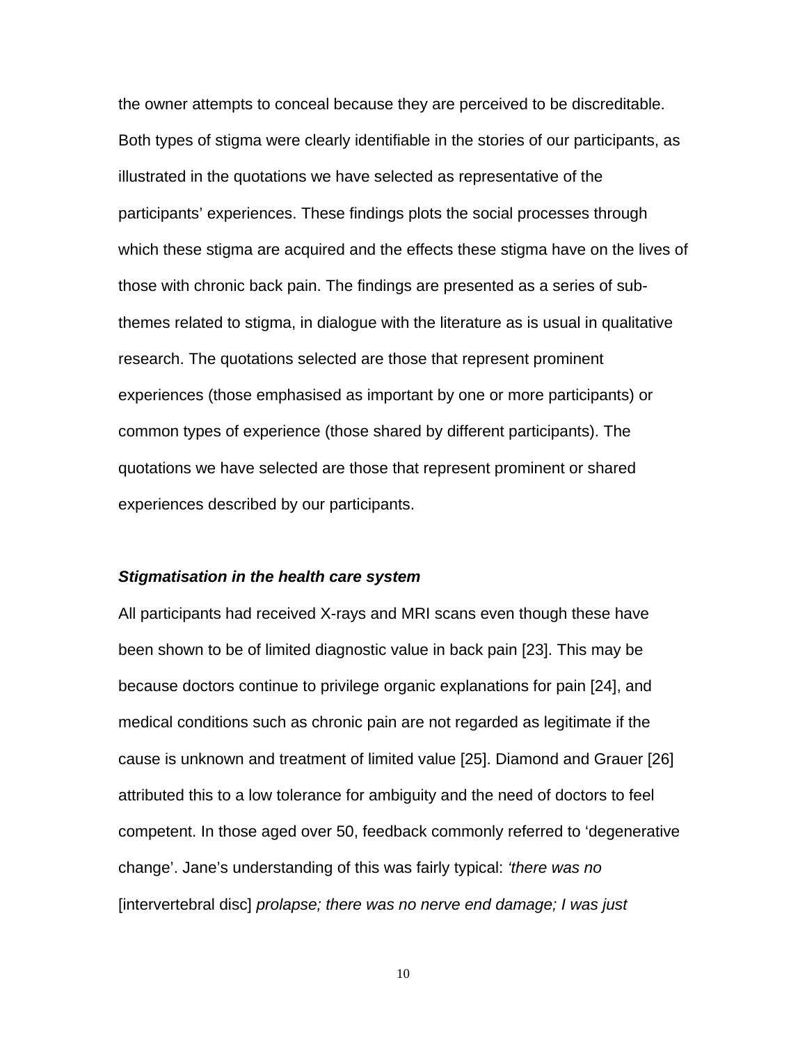the owner attempts to conceal because they are perceived to be discreditable. Both types of stigma were clearly identifiable in the stories of our participants, as illustrated in the quotations we have selected as representative of the participants' experiences. These findings plots the social processes through which these stigma are acquired and the effects these stigma have on the lives of those with chronic back pain. The findings are presented as a series of sub-themes related to stigma, in dialogue with the literature as is usual in qualitative research. The quotations selected are those that represent prominent experiences (those emphasised as important by one or more participants) or common types of experience (those shared by different participants). The quotations we have selected are those that represent prominent or shared experiences described by our participants.

### *Stigmatisation in the health care system*

All participants had received X-rays and MRI scans even though these have been shown to be of limited diagnostic value in back pain [23]. This may be because doctors continue to privilege organic explanations for pain [24], and medical conditions such as chronic pain are not regarded as legitimate if the cause is unknown and treatment of limited value [25]. Diamond and Grauer [26] attributed this to a low tolerance for ambiguity and the need of doctors to feel competent. In those aged over 50, feedback commonly referred to 'degenerative change'. Jane's understanding of this was fairly typical: *'there was no* [intervertebral disc] *prolapse; there was no nerve end damage; I was just*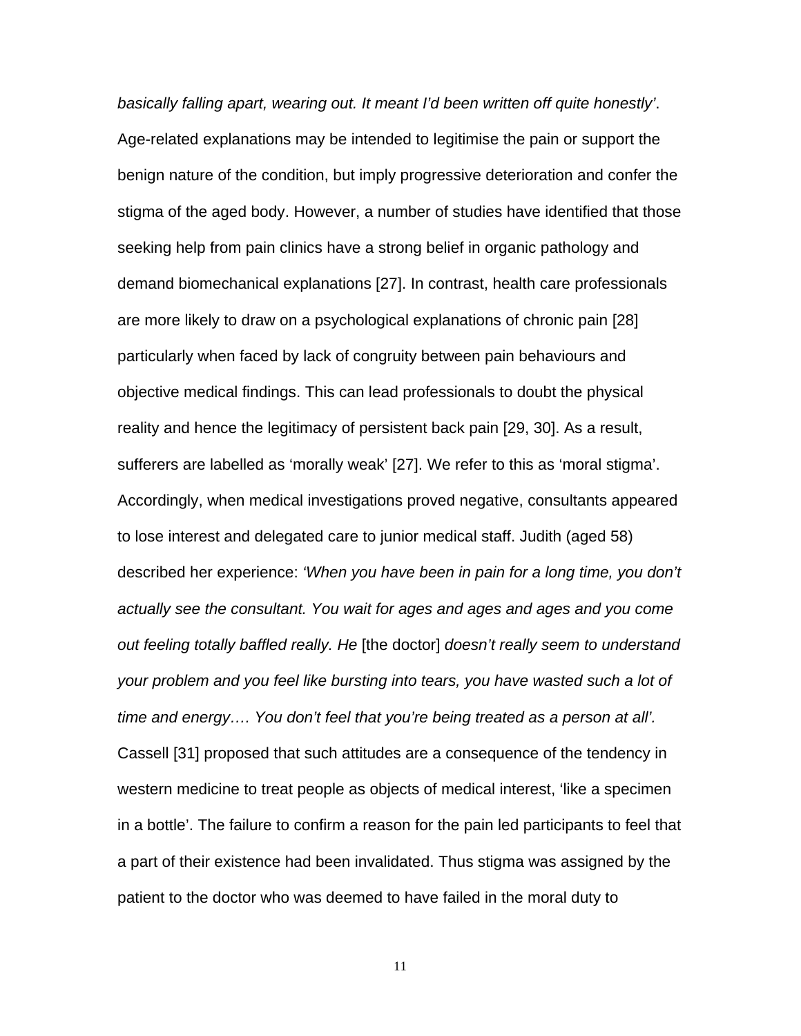*basically falling apart, wearing out. It meant I'd been written off quite honestly'*. Age-related explanations may be intended to legitimise the pain or support the benign nature of the condition, but imply progressive deterioration and confer the stigma of the aged body. However, a number of studies have identified that those seeking help from pain clinics have a strong belief in organic pathology and demand biomechanical explanations [27]. In contrast, health care professionals are more likely to draw on a psychological explanations of chronic pain [28] particularly when faced by lack of congruity between pain behaviours and objective medical findings. This can lead professionals to doubt the physical reality and hence the legitimacy of persistent back pain [29, 30]. As a result, sufferers are labelled as 'morally weak' [27]. We refer to this as 'moral stigma'. Accordingly, when medical investigations proved negative, consultants appeared to lose interest and delegated care to junior medical staff. Judith (aged 58) described her experience: *'When you have been in pain for a long time, you don't actually see the consultant. You wait for ages and ages and ages and you come out feeling totally baffled really. He* [the doctor] *doesn't really seem to understand your problem and you feel like bursting into tears, you have wasted such a lot of time and energy…. You don't feel that you're being treated as a person at all'.* Cassell [31] proposed that such attitudes are a consequence of the tendency in western medicine to treat people as objects of medical interest, 'like a specimen in a bottle'. The failure to confirm a reason for the pain led participants to feel that a part of their existence had been invalidated. Thus stigma was assigned by the patient to the doctor who was deemed to have failed in the moral duty to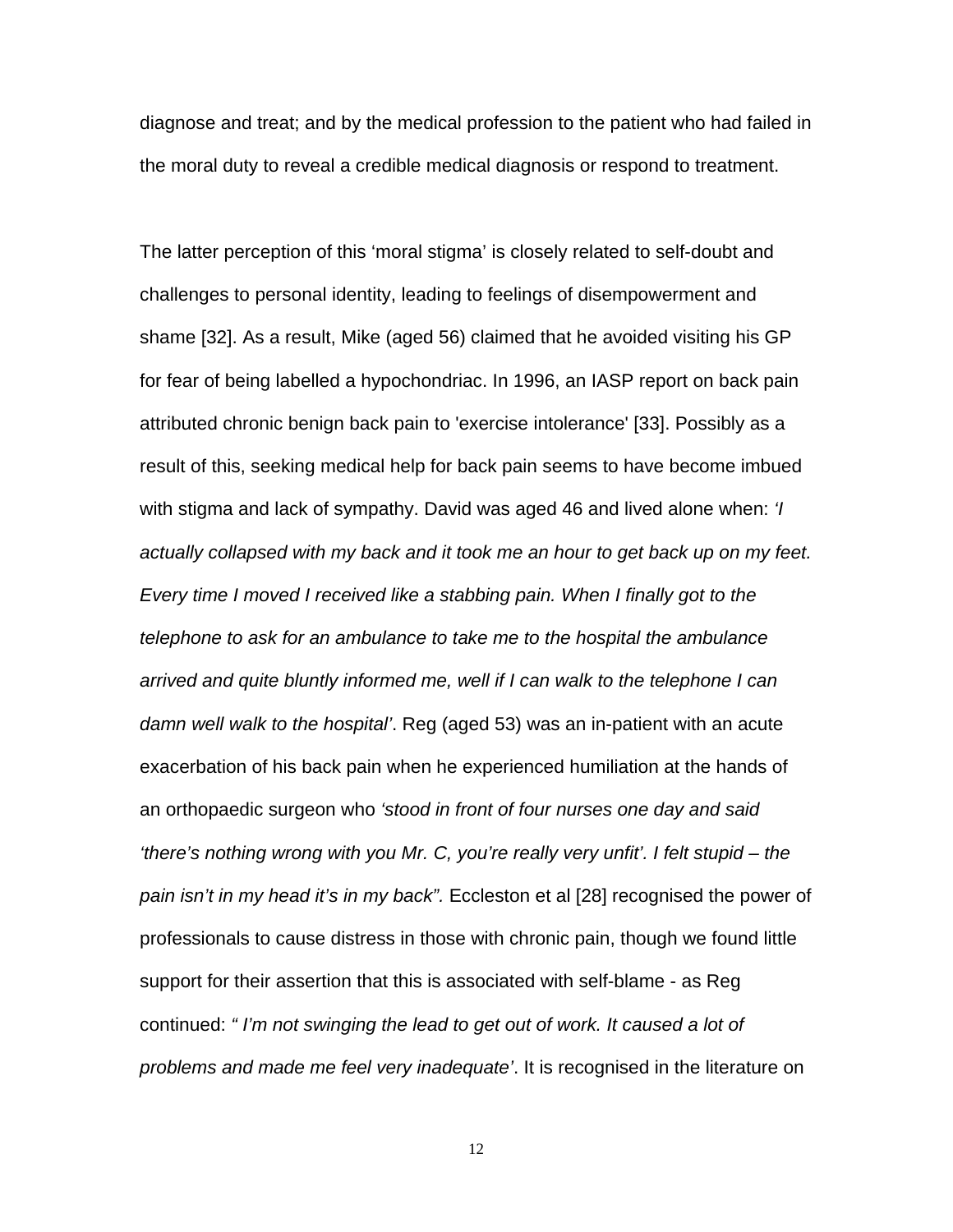diagnose and treat; and by the medical profession to the patient who had failed in the moral duty to reveal a credible medical diagnosis or respond to treatment.

The latter perception of this 'moral stigma' is closely related to self-doubt and challenges to personal identity, leading to feelings of disempowerment and shame [32]. As a result, Mike (aged 56) claimed that he avoided visiting his GP for fear of being labelled a hypochondriac. In 1996, an IASP report on back pain attributed chronic benign back pain to 'exercise intolerance' [33]. Possibly as a result of this, seeking medical help for back pain seems to have become imbued with stigma and lack of sympathy. David was aged 46 and lived alone when: *'I actually collapsed with my back and it took me an hour to get back up on my feet. Every time I moved I received like a stabbing pain. When I finally got to the telephone to ask for an ambulance to take me to the hospital the ambulance arrived and quite bluntly informed me, well if I can walk to the telephone I can damn well walk to the hospital'*. Reg (aged 53) was an in-patient with an acute exacerbation of his back pain when he experienced humiliation at the hands of an orthopaedic surgeon who *'stood in front of four nurses one day and said 'there's nothing wrong with you Mr. C, you're really very unfit'. I felt stupid – the pain isn't in my head it's in my back".* Eccleston et al [28] recognised the power of professionals to cause distress in those with chronic pain, though we found little support for their assertion that this is associated with self-blame - as Reg continued: *" I'm not swinging the lead to get out of work. It caused a lot of problems and made me feel very inadequate'*. It is recognised in the literature on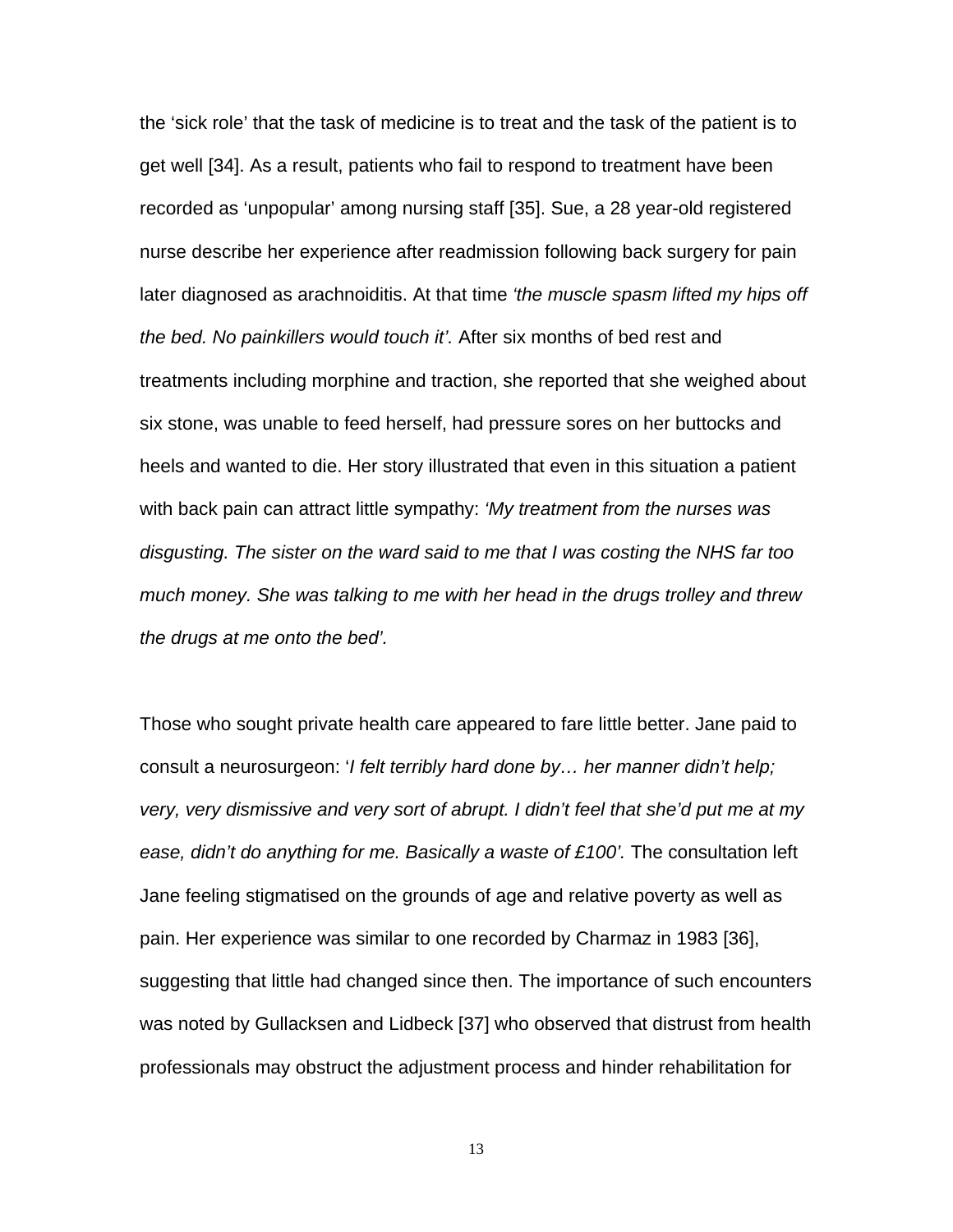the ‘sick role’ that the task of medicine is to treat and the task of the patient is to get well [34]. As a result, patients who fail to respond to treatment have been recorded as ‘unpopular’ among nursing staff [35]. Sue, a 28 year-old registered nurse describe her experience after readmission following back surgery for pain later diagnosed as arachnoiditis. At that time *‘the muscle spasm lifted my hips off the bed. No painkillers would touch it’.* After six months of bed rest and treatments including morphine and traction, she reported that she weighed about six stone, was unable to feed herself, had pressure sores on her buttocks and heels and wanted to die. Her story illustrated that even in this situation a patient with back pain can attract little sympathy: *‘My treatment from the nurses was disgusting. The sister on the ward said to me that I was costing the NHS far too much money. She was talking to me with her head in the drugs trolley and threw the drugs at me onto the bed’.*

Those who sought private health care appeared to fare little better. Jane paid to consult a neurosurgeon: ‘*I felt terribly hard done by… her manner didn’t help; very, very dismissive and very sort of abrupt. I didn’t feel that she’d put me at my ease, didn’t do anything for me. Basically a waste of £100’.* The consultation left Jane feeling stigmatised on the grounds of age and relative poverty as well as pain. Her experience was similar to one recorded by Charmaz in 1983 [36], suggesting that little had changed since then. The importance of such encounters was noted by Gullacksen and Lidbeck [37] who observed that distrust from health professionals may obstruct the adjustment process and hinder rehabilitation for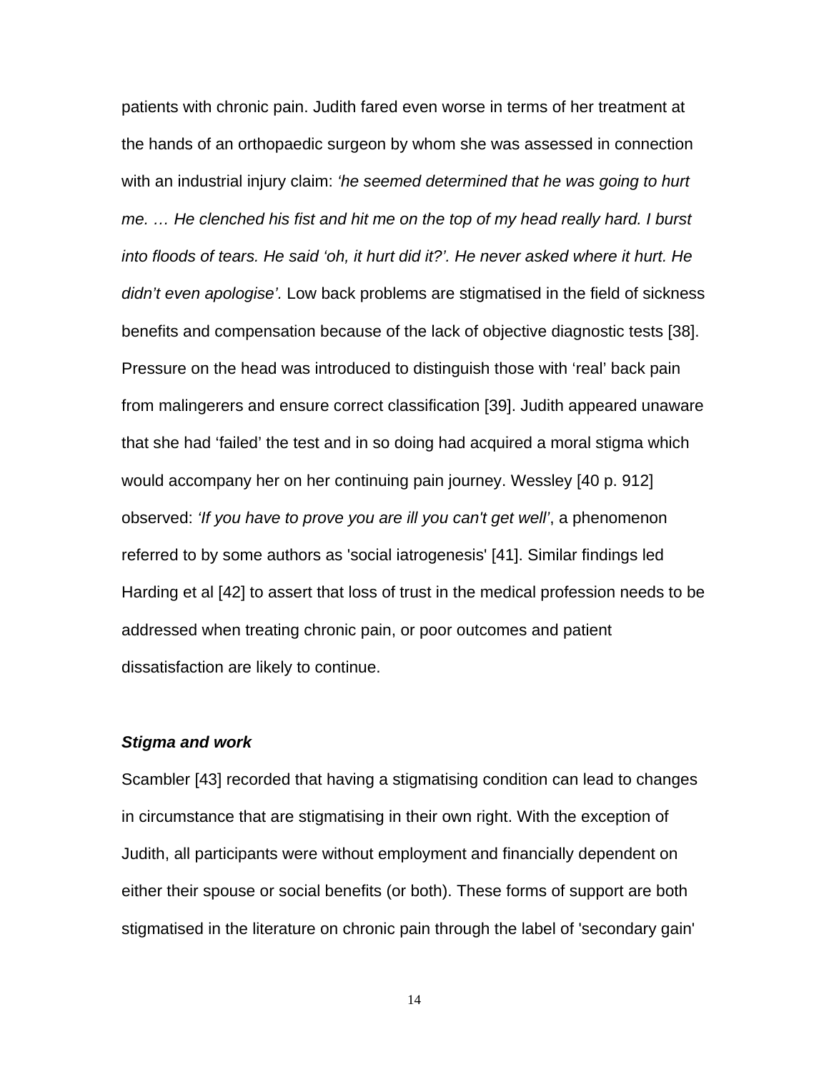patients with chronic pain. Judith fared even worse in terms of her treatment at the hands of an orthopaedic surgeon by whom she was assessed in connection with an industrial injury claim: *'he seemed determined that he was going to hurt me. … He clenched his fist and hit me on the top of my head really hard. I burst into floods of tears. He said 'oh, it hurt did it?'. He never asked where it hurt. He didn't even apologise'.* Low back problems are stigmatised in the field of sickness benefits and compensation because of the lack of objective diagnostic tests [38]. Pressure on the head was introduced to distinguish those with 'real' back pain from malingerers and ensure correct classification [39]. Judith appeared unaware that she had 'failed' the test and in so doing had acquired a moral stigma which would accompany her on her continuing pain journey. Wessley [40 p. 912] observed: *'If you have to prove you are ill you can't get well'*, a phenomenon referred to by some authors as 'social iatrogenesis' [41]. Similar findings led Harding et al [42] to assert that loss of trust in the medical profession needs to be addressed when treating chronic pain, or poor outcomes and patient dissatisfaction are likely to continue.

***Stigma and work***

Scambler [43] recorded that having a stigmatising condition can lead to changes in circumstance that are stigmatising in their own right. With the exception of Judith, all participants were without employment and financially dependent on either their spouse or social benefits (or both). These forms of support are both stigmatised in the literature on chronic pain through the label of 'secondary gain'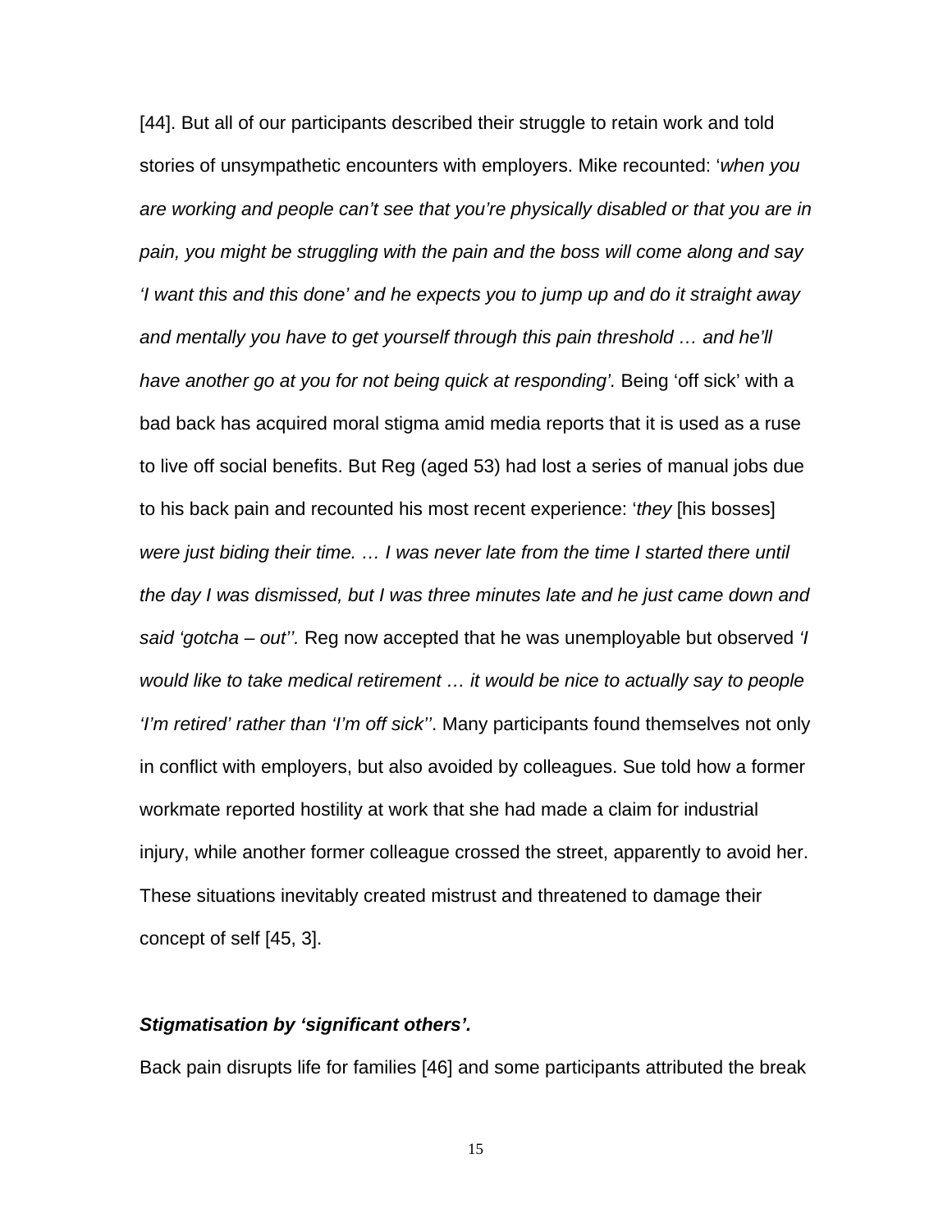[44]. But all of our participants described their struggle to retain work and told stories of unsympathetic encounters with employers. Mike recounted: '*when you are working and people can't see that you're physically disabled or that you are in pain, you might be struggling with the pain and the boss will come along and say 'I want this and this done' and he expects you to jump up and do it straight away and mentally you have to get yourself through this pain threshold … and he'll have another go at you for not being quick at responding'.* Being 'off sick' with a bad back has acquired moral stigma amid media reports that it is used as a ruse to live off social benefits. But Reg (aged 53) had lost a series of manual jobs due to his back pain and recounted his most recent experience: '*they* [his bosses] *were just biding their time. … I was never late from the time I started there until the day I was dismissed, but I was three minutes late and he just came down and said 'gotcha – out''.* Reg now accepted that he was unemployable but observed *'I would like to take medical retirement … it would be nice to actually say to people 'I'm retired' rather than 'I'm off sick''*. Many participants found themselves not only in conflict with employers, but also avoided by colleagues. Sue told how a former workmate reported hostility at work that she had made a claim for industrial injury, while another former colleague crossed the street, apparently to avoid her. These situations inevitably created mistrust and threatened to damage their concept of self [45, 3].

***Stigmatisation by 'significant others'.***

Back pain disrupts life for families [46] and some participants attributed the break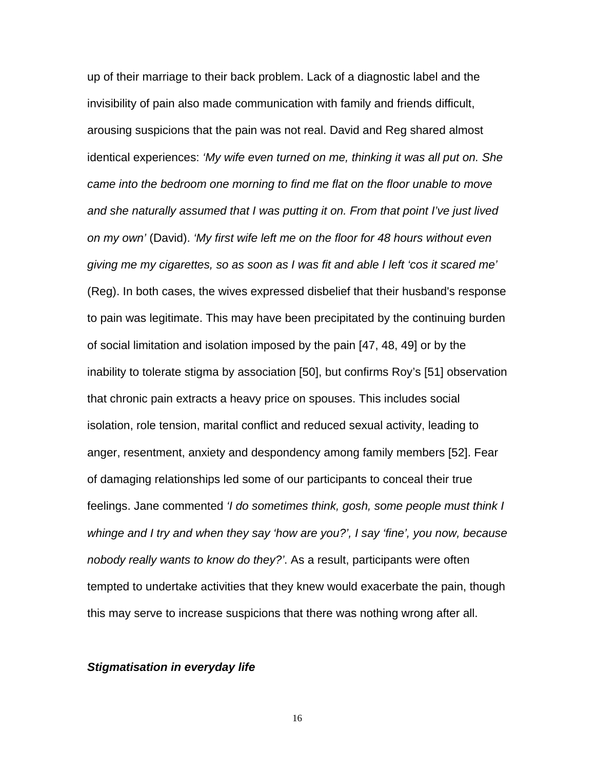up of their marriage to their back problem. Lack of a diagnostic label and the invisibility of pain also made communication with family and friends difficult, arousing suspicions that the pain was not real. David and Reg shared almost identical experiences: *'My wife even turned on me, thinking it was all put on. She came into the bedroom one morning to find me flat on the floor unable to move and she naturally assumed that I was putting it on. From that point I've just lived on my own'* (David). *'My first wife left me on the floor for 48 hours without even giving me my cigarettes, so as soon as I was fit and able I left 'cos it scared me'* (Reg). In both cases, the wives expressed disbelief that their husband's response to pain was legitimate. This may have been precipitated by the continuing burden of social limitation and isolation imposed by the pain [47, 48, 49] or by the inability to tolerate stigma by association [50], but confirms Roy's [51] observation that chronic pain extracts a heavy price on spouses. This includes social isolation, role tension, marital conflict and reduced sexual activity, leading to anger, resentment, anxiety and despondency among family members [52]. Fear of damaging relationships led some of our participants to conceal their true feelings. Jane commented *'I do sometimes think, gosh, some people must think I whinge and I try and when they say 'how are you?', I say 'fine', you now, because nobody really wants to know do they?'*. As a result, participants were often tempted to undertake activities that they knew would exacerbate the pain, though this may serve to increase suspicions that there was nothing wrong after all.

***Stigmatisation in everyday life***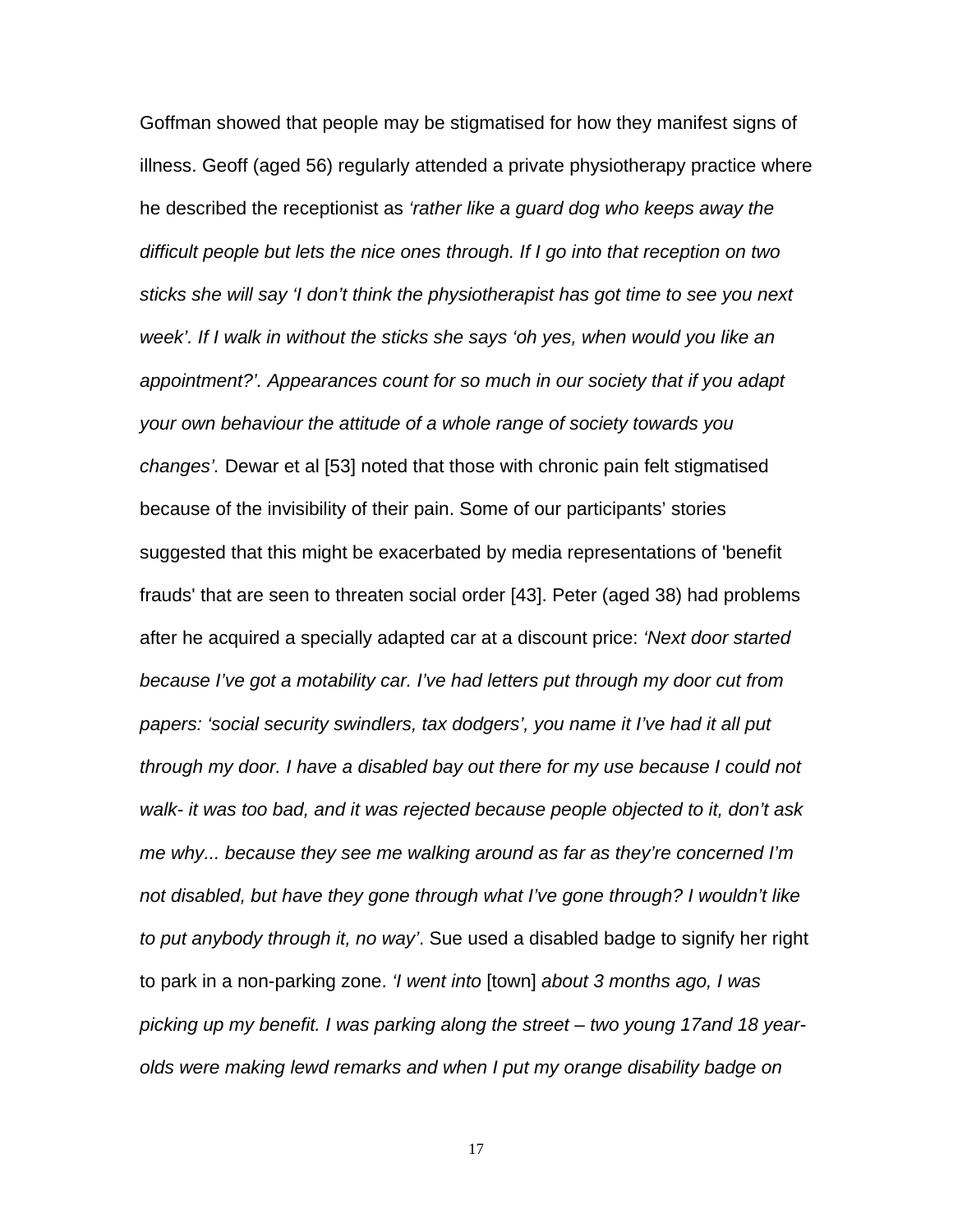Goffman showed that people may be stigmatised for how they manifest signs of illness. Geoff (aged 56) regularly attended a private physiotherapy practice where he described the receptionist as *'rather like a guard dog who keeps away the difficult people but lets the nice ones through. If I go into that reception on two sticks she will say 'I don't think the physiotherapist has got time to see you next week'. If I walk in without the sticks she says 'oh yes, when would you like an appointment?'. Appearances count for so much in our society that if you adapt your own behaviour the attitude of a whole range of society towards you changes'.* Dewar et al [53] noted that those with chronic pain felt stigmatised because of the invisibility of their pain. Some of our participants' stories suggested that this might be exacerbated by media representations of 'benefit frauds' that are seen to threaten social order [43]. Peter (aged 38) had problems after he acquired a specially adapted car at a discount price: *'Next door started because I've got a motability car. I've had letters put through my door cut from papers: 'social security swindlers, tax dodgers', you name it I've had it all put through my door. I have a disabled bay out there for my use because I could not walk- it was too bad, and it was rejected because people objected to it, don't ask me why... because they see me walking around as far as they're concerned I'm not disabled, but have they gone through what I've gone through? I wouldn't like to put anybody through it, no way'*. Sue used a disabled badge to signify her right to park in a non-parking zone. *'I went into* [town] *about 3 months ago, I was picking up my benefit. I was parking along the street – two young 17and 18 year-olds were making lewd remarks and when I put my orange disability badge on*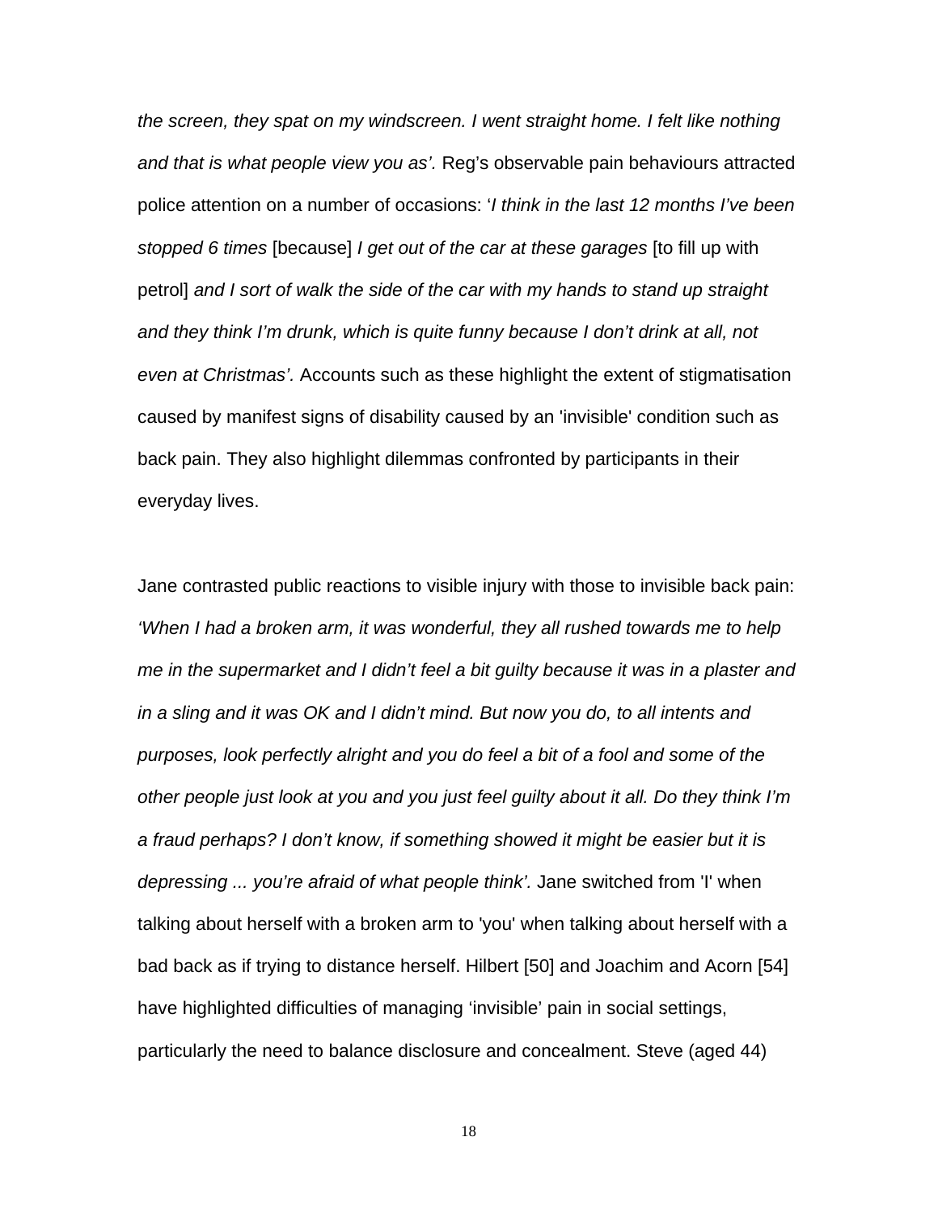*the screen, they spat on my windscreen. I went straight home. I felt like nothing and that is what people view you as'.* Reg's observable pain behaviours attracted police attention on a number of occasions: '*I think in the last 12 months I've been stopped 6 times* [because] *I get out of the car at these garages* [to fill up with petrol] *and I sort of walk the side of the car with my hands to stand up straight and they think I'm drunk, which is quite funny because I don't drink at all, not even at Christmas'.* Accounts such as these highlight the extent of stigmatisation caused by manifest signs of disability caused by an 'invisible' condition such as back pain. They also highlight dilemmas confronted by participants in their everyday lives.

Jane contrasted public reactions to visible injury with those to invisible back pain: *'When I had a broken arm, it was wonderful, they all rushed towards me to help me in the supermarket and I didn't feel a bit guilty because it was in a plaster and in a sling and it was OK and I didn't mind. But now you do, to all intents and purposes, look perfectly alright and you do feel a bit of a fool and some of the other people just look at you and you just feel guilty about it all. Do they think I'm a fraud perhaps? I don't know, if something showed it might be easier but it is depressing ... you're afraid of what people think'.* Jane switched from 'I' when talking about herself with a broken arm to 'you' when talking about herself with a bad back as if trying to distance herself. Hilbert [50] and Joachim and Acorn [54] have highlighted difficulties of managing 'invisible' pain in social settings, particularly the need to balance disclosure and concealment. Steve (aged 44)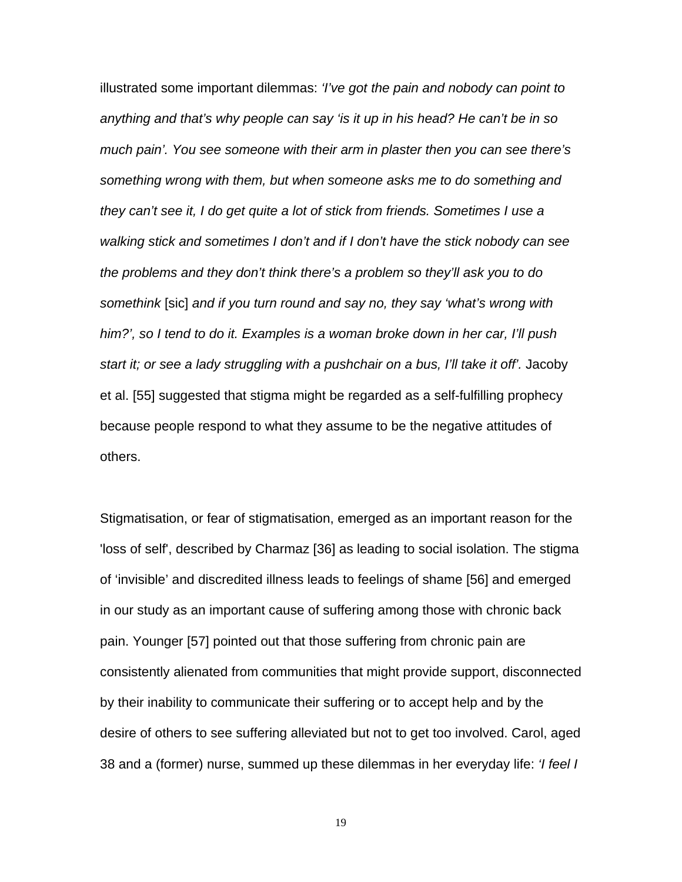illustrated some important dilemmas: *'I've got the pain and nobody can point to anything and that's why people can say 'is it up in his head? He can't be in so much pain'. You see someone with their arm in plaster then you can see there's something wrong with them, but when someone asks me to do something and they can't see it, I do get quite a lot of stick from friends. Sometimes I use a walking stick and sometimes I don't and if I don't have the stick nobody can see the problems and they don't think there's a problem so they'll ask you to do somethink* [sic] *and if you turn round and say no, they say 'what's wrong with him?', so I tend to do it. Examples is a woman broke down in her car, I'll push start it; or see a lady struggling with a pushchair on a bus, I'll take it off'.* Jacoby et al. [55] suggested that stigma might be regarded as a self-fulfilling prophecy because people respond to what they assume to be the negative attitudes of others.

Stigmatisation, or fear of stigmatisation, emerged as an important reason for the 'loss of self', described by Charmaz [36] as leading to social isolation. The stigma of 'invisible' and discredited illness leads to feelings of shame [56] and emerged in our study as an important cause of suffering among those with chronic back pain. Younger [57] pointed out that those suffering from chronic pain are consistently alienated from communities that might provide support, disconnected by their inability to communicate their suffering or to accept help and by the desire of others to see suffering alleviated but not to get too involved. Carol, aged 38 and a (former) nurse, summed up these dilemmas in her everyday life: *'I feel I*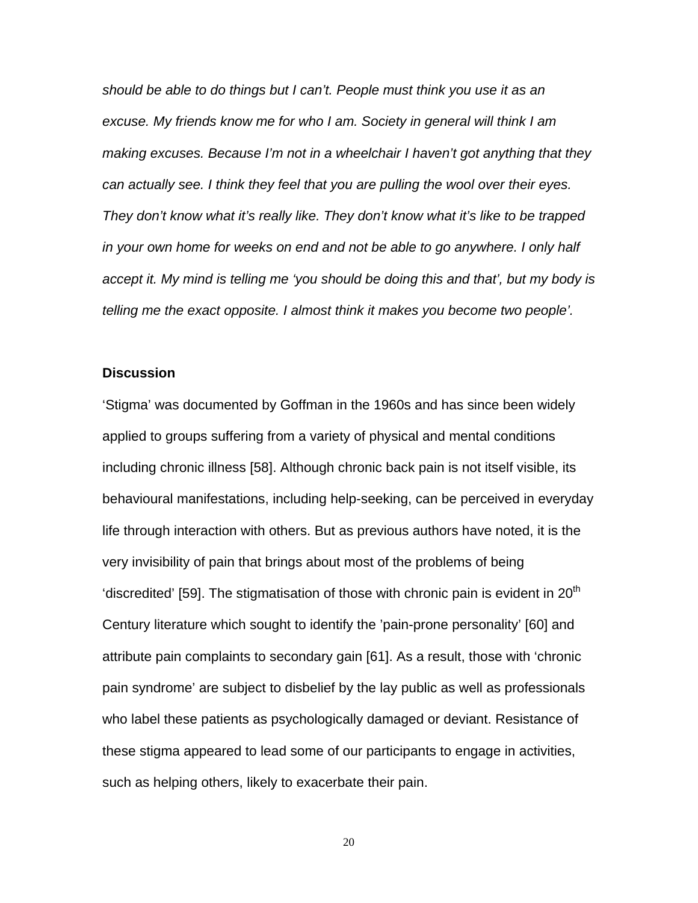*should be able to do things but I can't. People must think you use it as an excuse. My friends know me for who I am. Society in general will think I am making excuses. Because I'm not in a wheelchair I haven't got anything that they can actually see. I think they feel that you are pulling the wool over their eyes. They don't know what it's really like. They don't know what it's like to be trapped in your own home for weeks on end and not be able to go anywhere. I only half accept it. My mind is telling me 'you should be doing this and that', but my body is telling me the exact opposite. I almost think it makes you become two people'.*

**Discussion**

'Stigma' was documented by Goffman in the 1960s and has since been widely applied to groups suffering from a variety of physical and mental conditions including chronic illness [58]. Although chronic back pain is not itself visible, its behavioural manifestations, including help-seeking, can be perceived in everyday life through interaction with others. But as previous authors have noted, it is the very invisibility of pain that brings about most of the problems of being 'discredited' [59]. The stigmatisation of those with chronic pain is evident in 20th Century literature which sought to identify the 'pain-prone personality' [60] and attribute pain complaints to secondary gain [61]. As a result, those with 'chronic pain syndrome' are subject to disbelief by the lay public as well as professionals who label these patients as psychologically damaged or deviant. Resistance of these stigma appeared to lead some of our participants to engage in activities, such as helping others, likely to exacerbate their pain.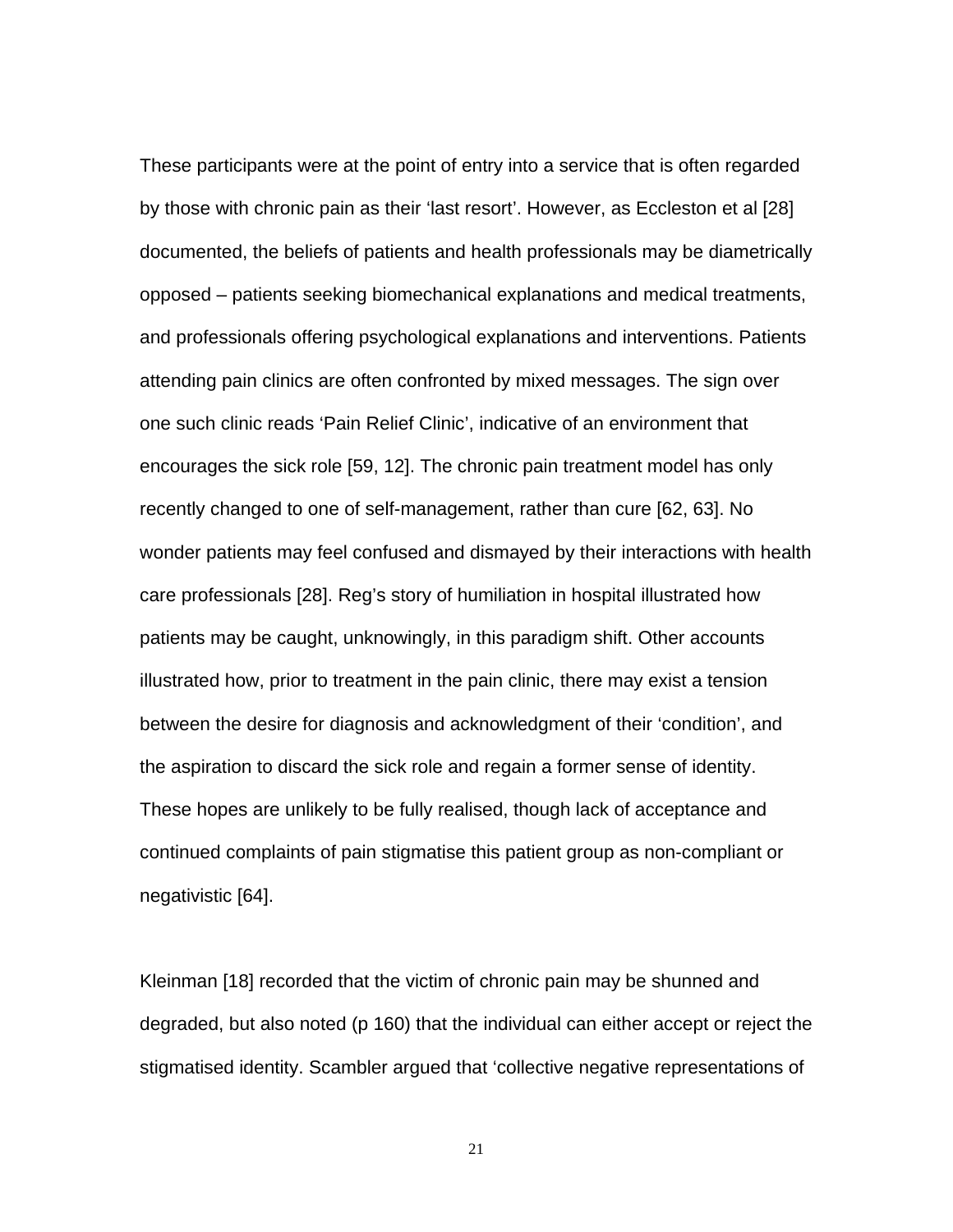These participants were at the point of entry into a service that is often regarded by those with chronic pain as their ‘last resort’. However, as Eccleston et al [28] documented, the beliefs of patients and health professionals may be diametrically opposed – patients seeking biomechanical explanations and medical treatments, and professionals offering psychological explanations and interventions. Patients attending pain clinics are often confronted by mixed messages. The sign over one such clinic reads ‘Pain Relief Clinic’, indicative of an environment that encourages the sick role [59, 12]. The chronic pain treatment model has only recently changed to one of self-management, rather than cure [62, 63]. No wonder patients may feel confused and dismayed by their interactions with health care professionals [28]. Reg’s story of humiliation in hospital illustrated how patients may be caught, unknowingly, in this paradigm shift. Other accounts illustrated how, prior to treatment in the pain clinic, there may exist a tension between the desire for diagnosis and acknowledgment of their ‘condition’, and the aspiration to discard the sick role and regain a former sense of identity. These hopes are unlikely to be fully realised, though lack of acceptance and continued complaints of pain stigmatise this patient group as non-compliant or negativistic [64].

Kleinman [18] recorded that the victim of chronic pain may be shunned and degraded, but also noted (p 160) that the individual can either accept or reject the stigmatised identity. Scambler argued that ‘collective negative representations of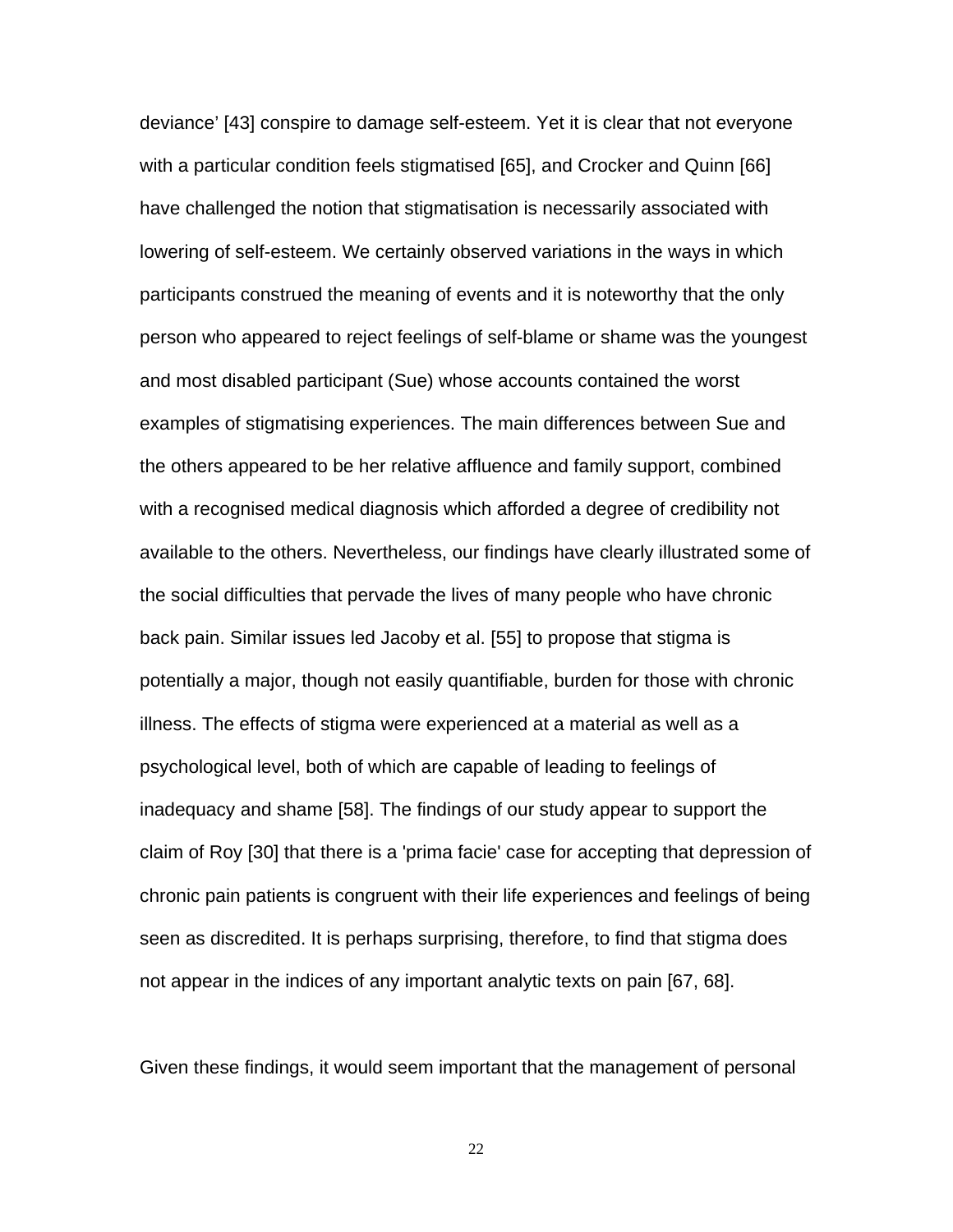deviance' [43] conspire to damage self-esteem. Yet it is clear that not everyone with a particular condition feels stigmatised [65], and Crocker and Quinn [66] have challenged the notion that stigmatisation is necessarily associated with lowering of self-esteem. We certainly observed variations in the ways in which participants construed the meaning of events and it is noteworthy that the only person who appeared to reject feelings of self-blame or shame was the youngest and most disabled participant (Sue) whose accounts contained the worst examples of stigmatising experiences. The main differences between Sue and the others appeared to be her relative affluence and family support, combined with a recognised medical diagnosis which afforded a degree of credibility not available to the others. Nevertheless, our findings have clearly illustrated some of the social difficulties that pervade the lives of many people who have chronic back pain. Similar issues led Jacoby et al. [55] to propose that stigma is potentially a major, though not easily quantifiable, burden for those with chronic illness. The effects of stigma were experienced at a material as well as a psychological level, both of which are capable of leading to feelings of inadequacy and shame [58]. The findings of our study appear to support the claim of Roy [30] that there is a 'prima facie' case for accepting that depression of chronic pain patients is congruent with their life experiences and feelings of being seen as discredited. It is perhaps surprising, therefore, to find that stigma does not appear in the indices of any important analytic texts on pain [67, 68].

Given these findings, it would seem important that the management of personal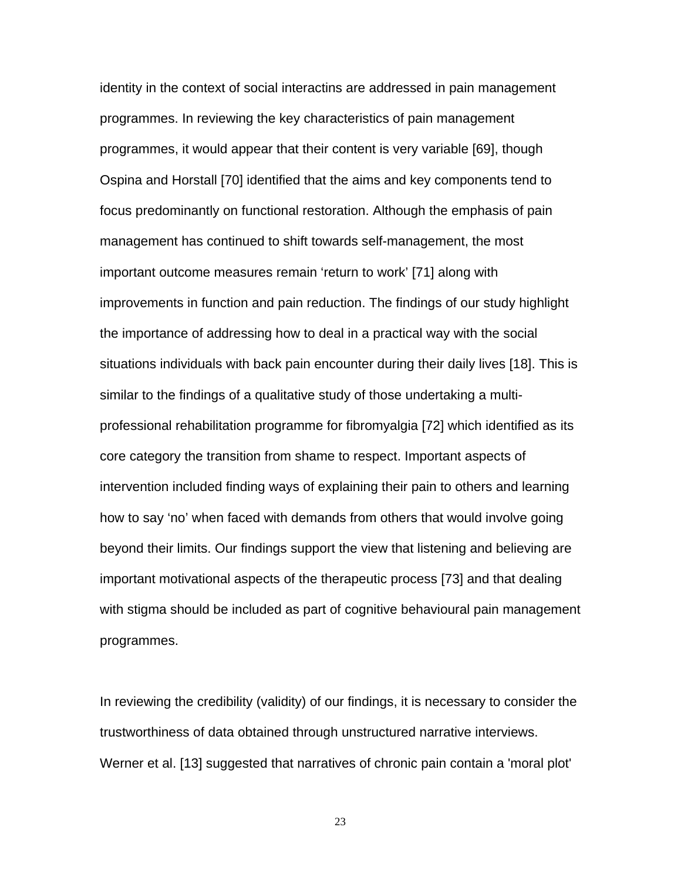identity in the context of social interactins are addressed in pain management programmes. In reviewing the key characteristics of pain management programmes, it would appear that their content is very variable [69], though Ospina and Horstall [70] identified that the aims and key components tend to focus predominantly on functional restoration. Although the emphasis of pain management has continued to shift towards self-management, the most important outcome measures remain 'return to work' [71] along with improvements in function and pain reduction. The findings of our study highlight the importance of addressing how to deal in a practical way with the social situations individuals with back pain encounter during their daily lives [18]. This is similar to the findings of a qualitative study of those undertaking a multi-professional rehabilitation programme for fibromyalgia [72] which identified as its core category the transition from shame to respect. Important aspects of intervention included finding ways of explaining their pain to others and learning how to say 'no' when faced with demands from others that would involve going beyond their limits. Our findings support the view that listening and believing are important motivational aspects of the therapeutic process [73] and that dealing with stigma should be included as part of cognitive behavioural pain management programmes.

In reviewing the credibility (validity) of our findings, it is necessary to consider the trustworthiness of data obtained through unstructured narrative interviews. Werner et al. [13] suggested that narratives of chronic pain contain a 'moral plot'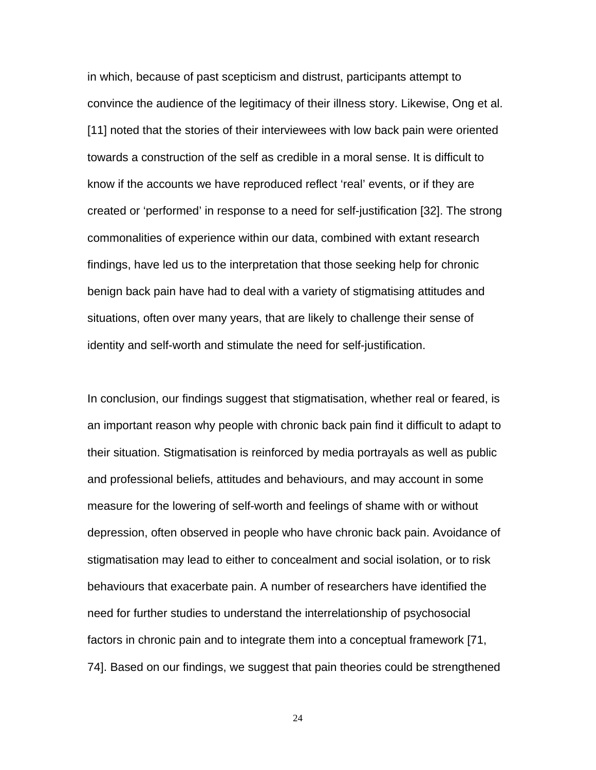in which, because of past scepticism and distrust, participants attempt to convince the audience of the legitimacy of their illness story. Likewise, Ong et al. [11] noted that the stories of their interviewees with low back pain were oriented towards a construction of the self as credible in a moral sense. It is difficult to know if the accounts we have reproduced reflect 'real' events, or if they are created or 'performed' in response to a need for self-justification [32]. The strong commonalities of experience within our data, combined with extant research findings, have led us to the interpretation that those seeking help for chronic benign back pain have had to deal with a variety of stigmatising attitudes and situations, often over many years, that are likely to challenge their sense of identity and self-worth and stimulate the need for self-justification.

In conclusion, our findings suggest that stigmatisation, whether real or feared, is an important reason why people with chronic back pain find it difficult to adapt to their situation. Stigmatisation is reinforced by media portrayals as well as public and professional beliefs, attitudes and behaviours, and may account in some measure for the lowering of self-worth and feelings of shame with or without depression, often observed in people who have chronic back pain. Avoidance of stigmatisation may lead to either to concealment and social isolation, or to risk behaviours that exacerbate pain. A number of researchers have identified the need for further studies to understand the interrelationship of psychosocial factors in chronic pain and to integrate them into a conceptual framework [71, 74]. Based on our findings, we suggest that pain theories could be strengthened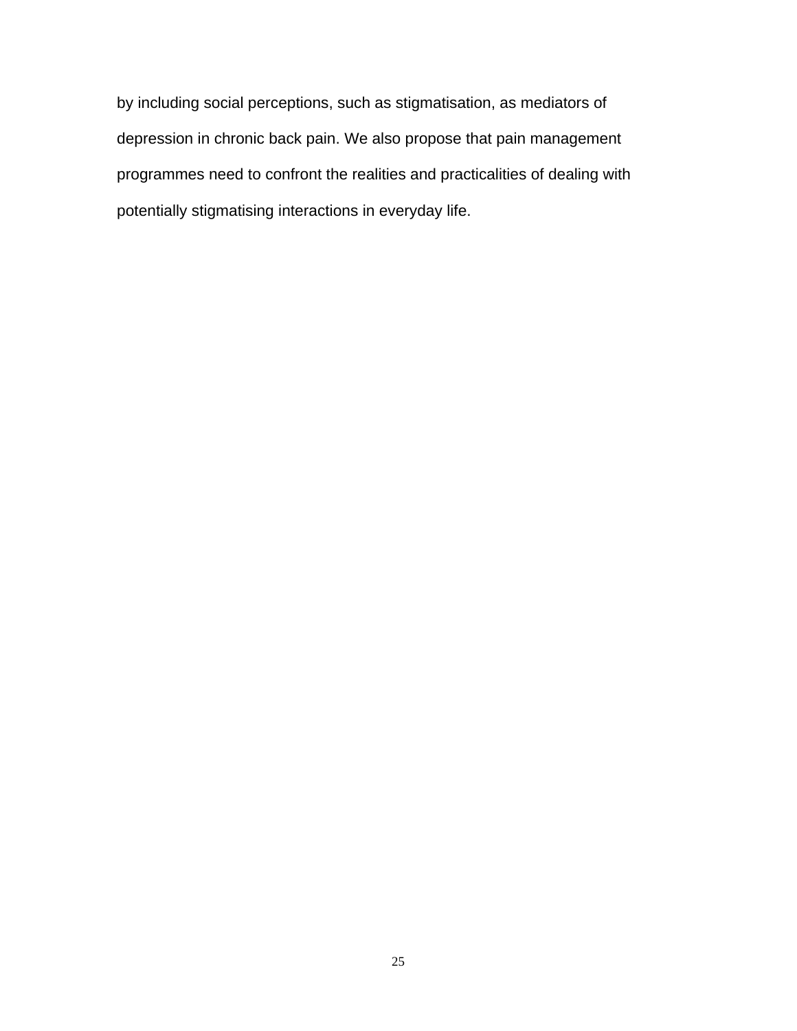by including social perceptions, such as stigmatisation, as mediators of depression in chronic back pain. We also propose that pain management programmes need to confront the realities and practicalities of dealing with potentially stigmatising interactions in everyday life.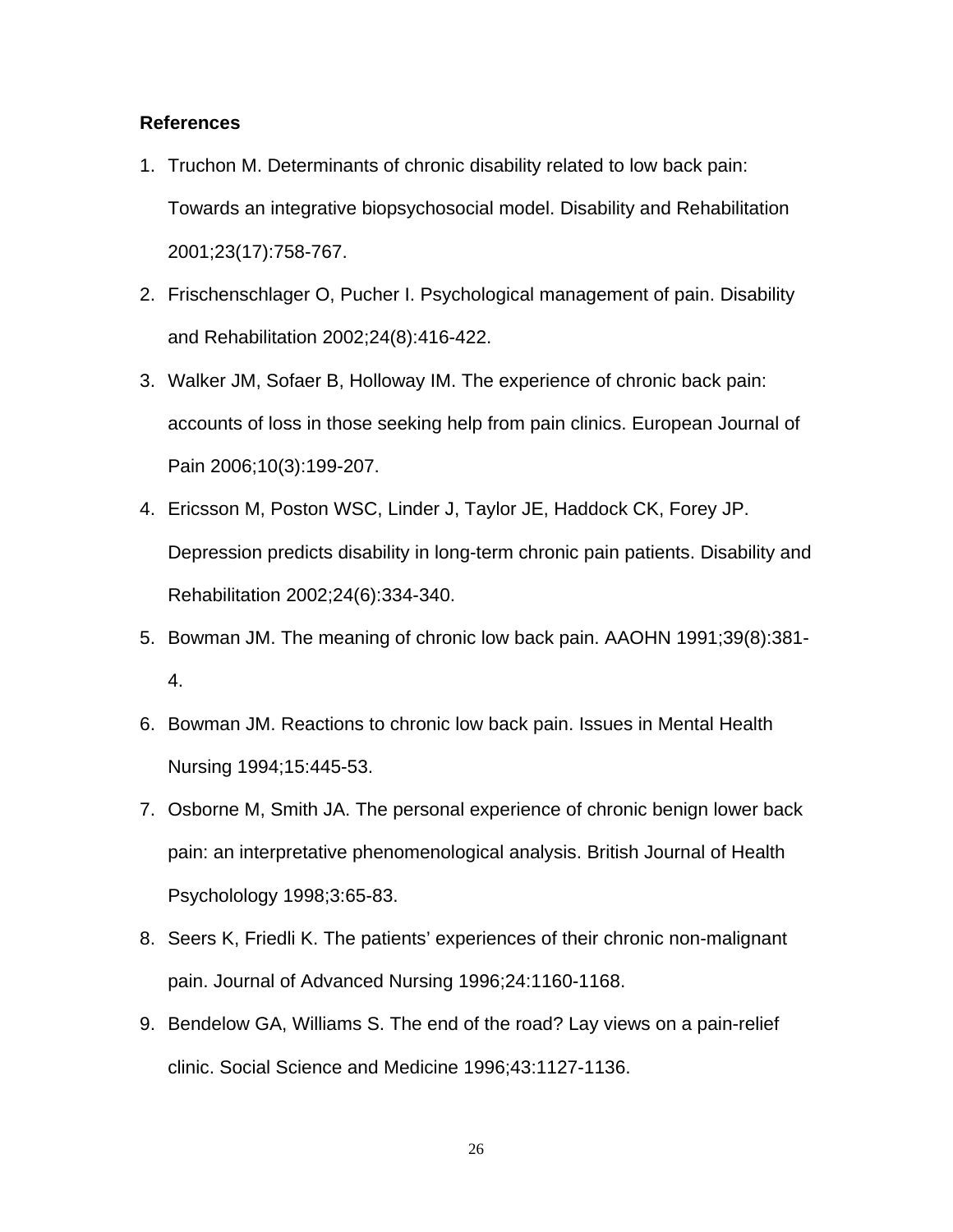**References**

1. Truchon M. Determinants of chronic disability related to low back pain: Towards an integrative biopsychosocial model. Disability and Rehabilitation 2001;23(17):758-767.
2. Frischenschlager O, Pucher I. Psychological management of pain. Disability and Rehabilitation 2002;24(8):416-422.
3. Walker JM, Sofaer B, Holloway IM. The experience of chronic back pain: accounts of loss in those seeking help from pain clinics. European Journal of Pain 2006;10(3):199-207.
4. Ericsson M, Poston WSC, Linder J, Taylor JE, Haddock CK, Forey JP. Depression predicts disability in long-term chronic pain patients. Disability and Rehabilitation 2002;24(6):334-340.
5. Bowman JM. The meaning of chronic low back pain. AAOHN 1991;39(8):381-4.
6. Bowman JM. Reactions to chronic low back pain. Issues in Mental Health Nursing 1994;15:445-53.
7. Osborne M, Smith JA. The personal experience of chronic benign lower back pain: an interpretative phenomenological analysis. British Journal of Health Psycholology 1998;3:65-83.
8. Seers K, Friedli K. The patients' experiences of their chronic non-malignant pain. Journal of Advanced Nursing 1996;24:1160-1168.
9. Bendelow GA, Williams S. The end of the road? Lay views on a pain-relief clinic. Social Science and Medicine 1996;43:1127-1136.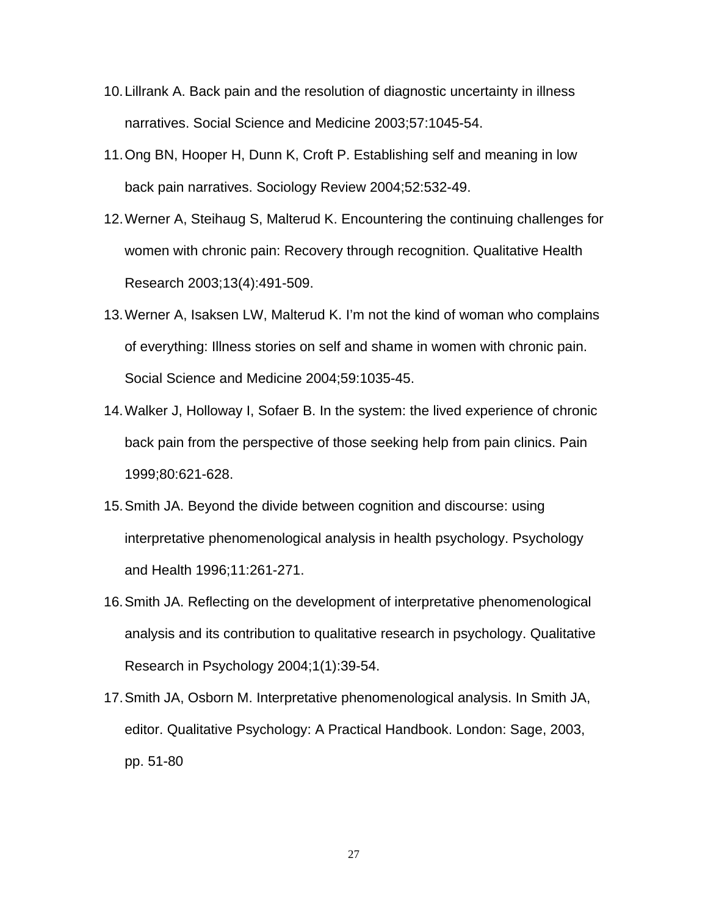10. Lillrank A. Back pain and the resolution of diagnostic uncertainty in illness narratives. Social Science and Medicine 2003;57:1045-54.
11. Ong BN, Hooper H, Dunn K, Croft P. Establishing self and meaning in low back pain narratives. Sociology Review 2004;52:532-49.
12. Werner A, Steihaug S, Malterud K. Encountering the continuing challenges for women with chronic pain: Recovery through recognition. Qualitative Health Research 2003;13(4):491-509.
13. Werner A, Isaksen LW, Malterud K. I'm not the kind of woman who complains of everything: Illness stories on self and shame in women with chronic pain. Social Science and Medicine 2004;59:1035-45.
14. Walker J, Holloway I, Sofaer B. In the system: the lived experience of chronic back pain from the perspective of those seeking help from pain clinics. Pain 1999;80:621-628.
15. Smith JA. Beyond the divide between cognition and discourse: using interpretative phenomenological analysis in health psychology. Psychology and Health 1996;11:261-271.
16. Smith JA. Reflecting on the development of interpretative phenomenological analysis and its contribution to qualitative research in psychology. Qualitative Research in Psychology 2004;1(1):39-54.
17. Smith JA, Osborn M. Interpretative phenomenological analysis. In Smith JA, editor. Qualitative Psychology: A Practical Handbook. London: Sage, 2003, pp. 51-80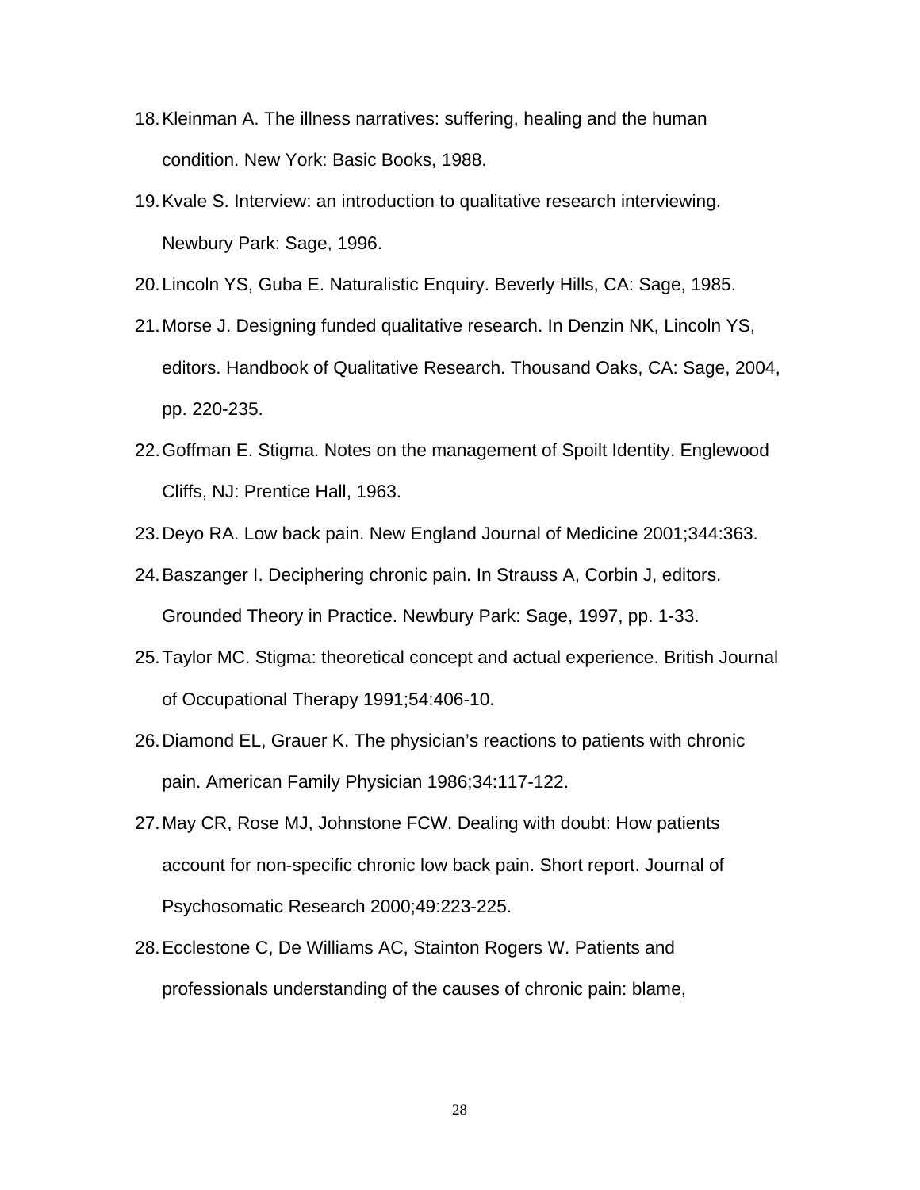18. Kleinman A. The illness narratives: suffering, healing and the human condition. New York: Basic Books, 1988.
19. Kvale S. Interview: an introduction to qualitative research interviewing. Newbury Park: Sage, 1996.
20. Lincoln YS, Guba E. Naturalistic Enquiry. Beverly Hills, CA: Sage, 1985.
21. Morse J. Designing funded qualitative research. In Denzin NK, Lincoln YS, editors. Handbook of Qualitative Research. Thousand Oaks, CA: Sage, 2004, pp. 220-235.
22. Goffman E. Stigma. Notes on the management of Spoilt Identity. Englewood Cliffs, NJ: Prentice Hall, 1963.
23. Deyo RA. Low back pain. New England Journal of Medicine 2001;344:363.
24. Baszanger I. Deciphering chronic pain. In Strauss A, Corbin J, editors. Grounded Theory in Practice. Newbury Park: Sage, 1997, pp. 1-33.
25. Taylor MC. Stigma: theoretical concept and actual experience. British Journal of Occupational Therapy 1991;54:406-10.
26. Diamond EL, Grauer K. The physician's reactions to patients with chronic pain. American Family Physician 1986;34:117-122.
27. May CR, Rose MJ, Johnstone FCW. Dealing with doubt: How patients account for non-specific chronic low back pain. Short report. Journal of Psychosomatic Research 2000;49:223-225.
28. Ecclestone C, De Williams AC, Stainton Rogers W. Patients and professionals understanding of the causes of chronic pain: blame,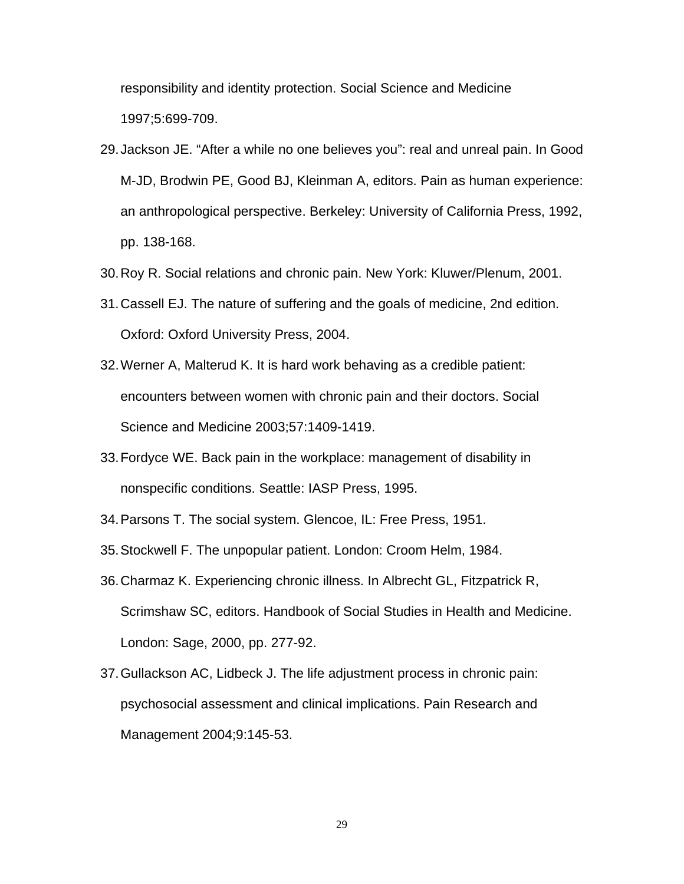responsibility and identity protection. Social Science and Medicine 1997;5:699-709.

29. Jackson JE. “After a while no one believes you”: real and unreal pain. In Good M-JD, Brodwin PE, Good BJ, Kleinman A, editors. Pain as human experience: an anthropological perspective. Berkeley: University of California Press, 1992, pp. 138-168.
30. Roy R. Social relations and chronic pain. New York: Kluwer/Plenum, 2001.
31. Cassell EJ. The nature of suffering and the goals of medicine, 2nd edition. Oxford: Oxford University Press, 2004.
32. Werner A, Malterud K. It is hard work behaving as a credible patient: encounters between women with chronic pain and their doctors. Social Science and Medicine 2003;57:1409-1419.
33. Fordyce WE. Back pain in the workplace: management of disability in nonspecific conditions. Seattle: IASP Press, 1995.
34. Parsons T. The social system. Glencoe, IL: Free Press, 1951.
35. Stockwell F. The unpopular patient. London: Croom Helm, 1984.
36. Charmaz K. Experiencing chronic illness. In Albrecht GL, Fitzpatrick R, Scrimshaw SC, editors. Handbook of Social Studies in Health and Medicine. London: Sage, 2000, pp. 277-92.
37. Gullackson AC, Lidbeck J. The life adjustment process in chronic pain: psychosocial assessment and clinical implications. Pain Research and Management 2004;9:145-53.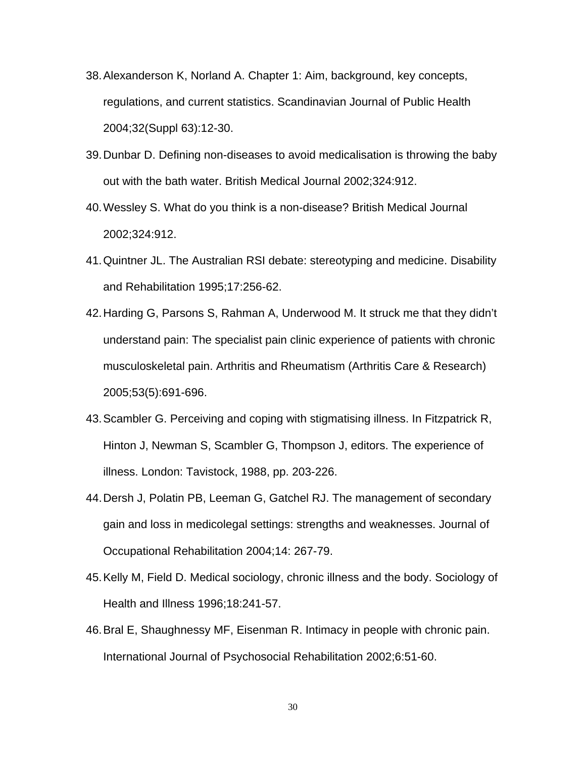38. Alexanderson K, Norland A. Chapter 1: Aim, background, key concepts, regulations, and current statistics. Scandinavian Journal of Public Health 2004;32(Suppl 63):12-30.
39. Dunbar D. Defining non-diseases to avoid medicalisation is throwing the baby out with the bath water. British Medical Journal 2002;324:912.
40. Wessley S. What do you think is a non-disease? British Medical Journal 2002;324:912.
41. Quintner JL. The Australian RSI debate: stereotyping and medicine. Disability and Rehabilitation 1995;17:256-62.
42. Harding G, Parsons S, Rahman A, Underwood M. It struck me that they didn't understand pain: The specialist pain clinic experience of patients with chronic musculoskeletal pain. Arthritis and Rheumatism (Arthritis Care & Research) 2005;53(5):691-696.
43. Scambler G. Perceiving and coping with stigmatising illness. In Fitzpatrick R, Hinton J, Newman S, Scambler G, Thompson J, editors. The experience of illness. London: Tavistock, 1988, pp. 203-226.
44. Dersh J, Polatin PB, Leeman G, Gatchel RJ. The management of secondary gain and loss in medicolegal settings: strengths and weaknesses. Journal of Occupational Rehabilitation 2004;14: 267-79.
45. Kelly M, Field D. Medical sociology, chronic illness and the body. Sociology of Health and Illness 1996;18:241-57.
46. Bral E, Shaughnessy MF, Eisenman R. Intimacy in people with chronic pain. International Journal of Psychosocial Rehabilitation 2002;6:51-60.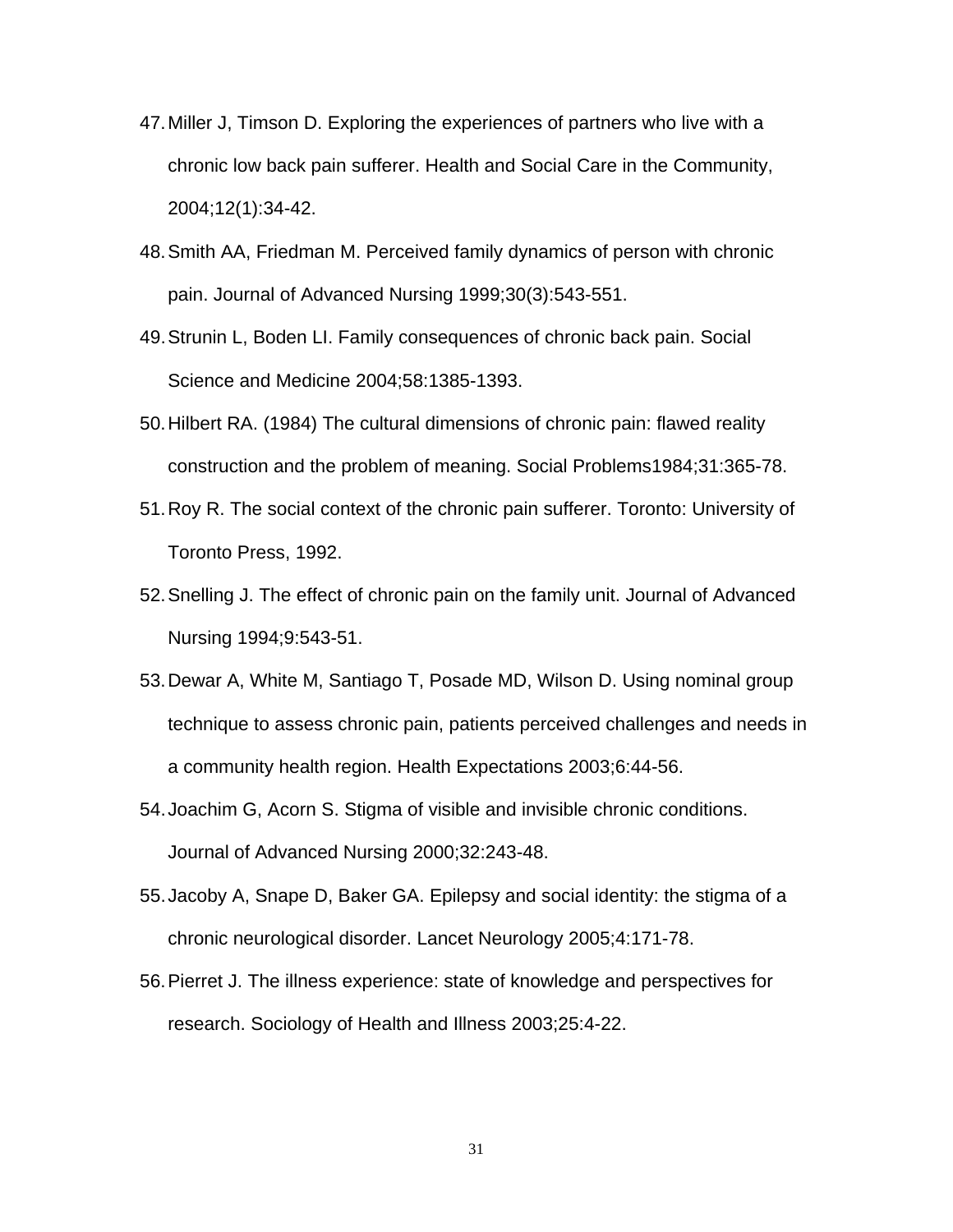47. Miller J, Timson D. Exploring the experiences of partners who live with a chronic low back pain sufferer. Health and Social Care in the Community, 2004;12(1):34-42.
48. Smith AA, Friedman M. Perceived family dynamics of person with chronic pain. Journal of Advanced Nursing 1999;30(3):543-551.
49. Strunin L, Boden LI. Family consequences of chronic back pain. Social Science and Medicine 2004;58:1385-1393.
50. Hilbert RA. (1984) The cultural dimensions of chronic pain: flawed reality construction and the problem of meaning. Social Problems1984;31:365-78.
51. Roy R. The social context of the chronic pain sufferer. Toronto: University of Toronto Press, 1992.
52. Snelling J. The effect of chronic pain on the family unit. Journal of Advanced Nursing 1994;9:543-51.
53. Dewar A, White M, Santiago T, Posade MD, Wilson D. Using nominal group technique to assess chronic pain, patients perceived challenges and needs in a community health region. Health Expectations 2003;6:44-56.
54. Joachim G, Acorn S. Stigma of visible and invisible chronic conditions. Journal of Advanced Nursing 2000;32:243-48.
55. Jacoby A, Snape D, Baker GA. Epilepsy and social identity: the stigma of a chronic neurological disorder. Lancet Neurology 2005;4:171-78.
56. Pierret J. The illness experience: state of knowledge and perspectives for research. Sociology of Health and Illness 2003;25:4-22.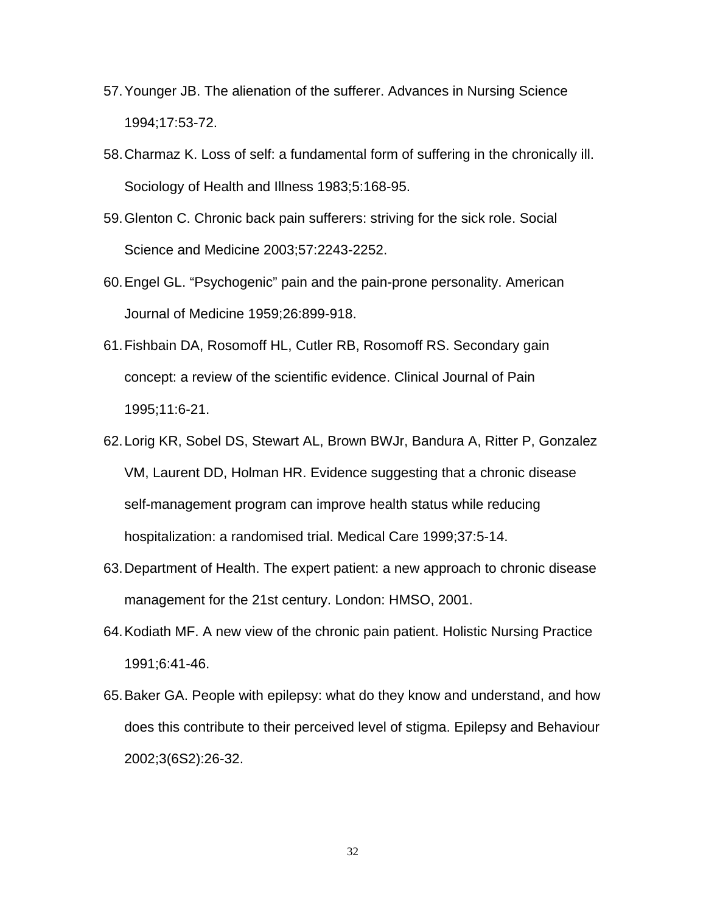57. Younger JB. The alienation of the sufferer. Advances in Nursing Science 1994;17:53-72.
58. Charmaz K. Loss of self: a fundamental form of suffering in the chronically ill. Sociology of Health and Illness 1983;5:168-95.
59. Glenton C. Chronic back pain sufferers: striving for the sick role. Social Science and Medicine 2003;57:2243-2252.
60. Engel GL. “Psychogenic” pain and the pain-prone personality. American Journal of Medicine 1959;26:899-918.
61. Fishbain DA, Rosomoff HL, Cutler RB, Rosomoff RS. Secondary gain concept: a review of the scientific evidence. Clinical Journal of Pain 1995;11:6-21.
62. Lorig KR, Sobel DS, Stewart AL, Brown BWJr, Bandura A, Ritter P, Gonzalez VM, Laurent DD, Holman HR. Evidence suggesting that a chronic disease self-management program can improve health status while reducing hospitalization: a randomised trial. Medical Care 1999;37:5-14.
63. Department of Health. The expert patient: a new approach to chronic disease management for the 21st century. London: HMSO, 2001.
64. Kodiath MF. A new view of the chronic pain patient. Holistic Nursing Practice 1991;6:41-46.
65. Baker GA. People with epilepsy: what do they know and understand, and how does this contribute to their perceived level of stigma. Epilepsy and Behaviour 2002;3(6S2):26-32.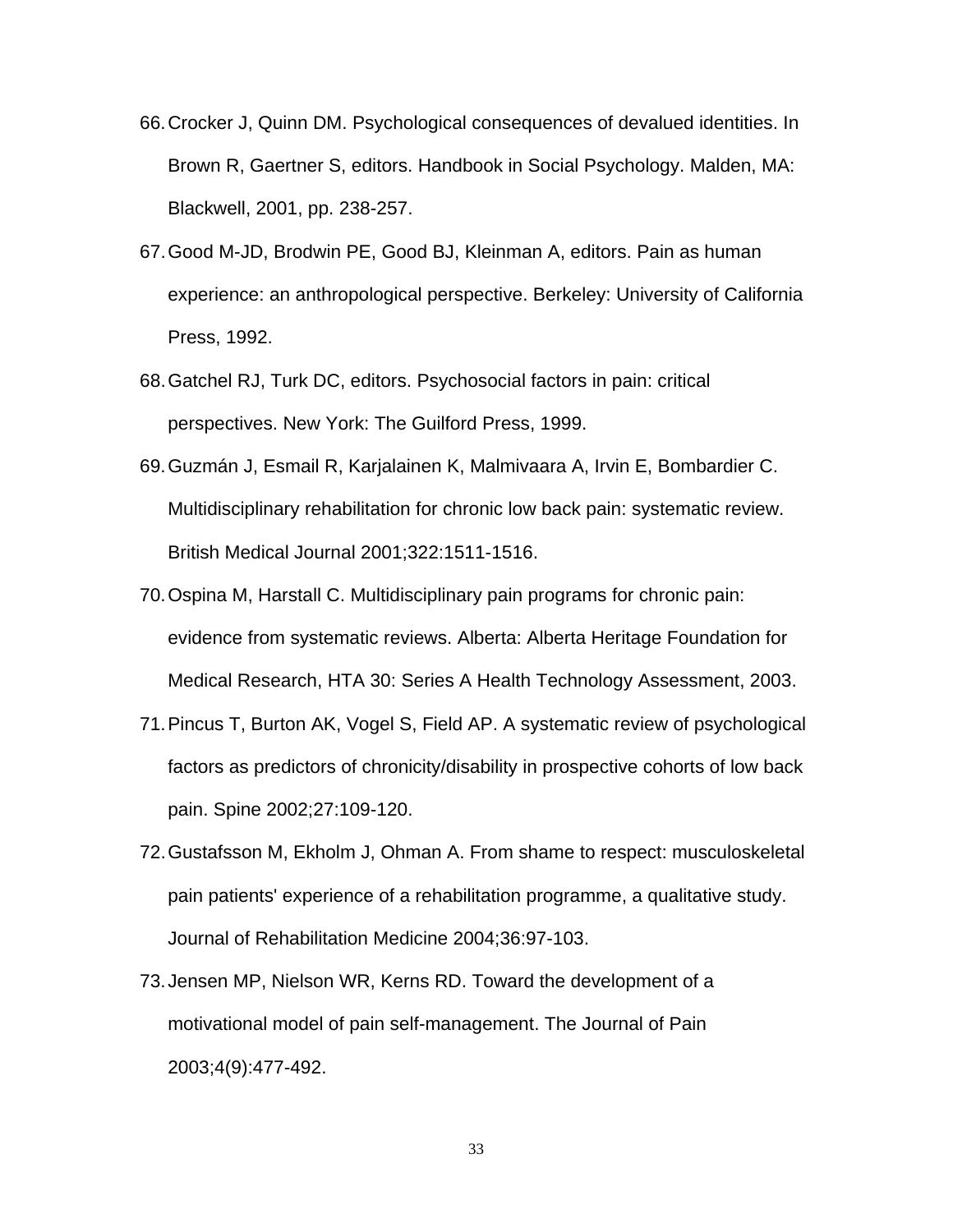66. Crocker J, Quinn DM. Psychological consequences of devalued identities. In Brown R, Gaertner S, editors. Handbook in Social Psychology. Malden, MA: Blackwell, 2001, pp. 238-257.
67. Good M-JD, Brodwin PE, Good BJ, Kleinman A, editors. Pain as human experience: an anthropological perspective. Berkeley: University of California Press, 1992.
68. Gatchel RJ, Turk DC, editors. Psychosocial factors in pain: critical perspectives. New York: The Guilford Press, 1999.
69. Guzmán J, Esmail R, Karjalainen K, Malmivaara A, Irvin E, Bombardier C. Multidisciplinary rehabilitation for chronic low back pain: systematic review. British Medical Journal 2001;322:1511-1516.
70. Ospina M, Harstall C. Multidisciplinary pain programs for chronic pain: evidence from systematic reviews. Alberta: Alberta Heritage Foundation for Medical Research, HTA 30: Series A Health Technology Assessment, 2003.
71. Pincus T, Burton AK, Vogel S, Field AP. A systematic review of psychological factors as predictors of chronicity/disability in prospective cohorts of low back pain. Spine 2002;27:109-120.
72. Gustafsson M, Ekholm J, Ohman A. From shame to respect: musculoskeletal pain patients' experience of a rehabilitation programme, a qualitative study. Journal of Rehabilitation Medicine 2004;36:97-103.
73. Jensen MP, Nielson WR, Kerns RD. Toward the development of a motivational model of pain self-management. The Journal of Pain 2003;4(9):477-492.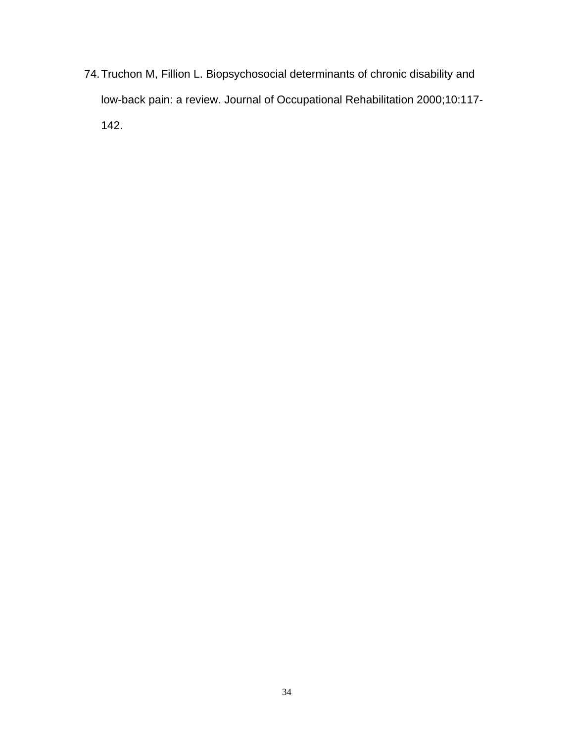74. Truchon M, Fillion L. Biopsychosocial determinants of chronic disability and low-back pain: a review. Journal of Occupational Rehabilitation 2000;10:117-142.